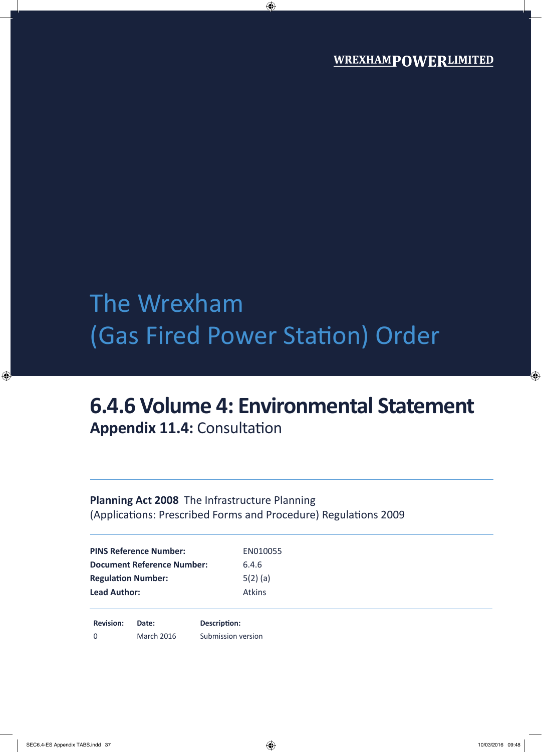WREXHAM POWER LIMITED

# The Wrexham (Gas Fired Power Station) Order

## 6.4.6 Volume 4: Environmental Statement

### **Appendix 11.4:** Consultation

**Planning Act 2008** The Infrastructure Planning (Applications: Prescribed Forms and Procedure) Regulations 2009

| | |
|---|---|
| **PINS Reference Number:** | EN010055 |
| **Document Reference Number:** | 6.4.6 |
| **Regulation Number:** | 5(2) (a) |
| **Lead Author:** | Atkins |

| Revision: | Date: | Description: |
|---|---|---|
| 0 | March 2016 | Submission version |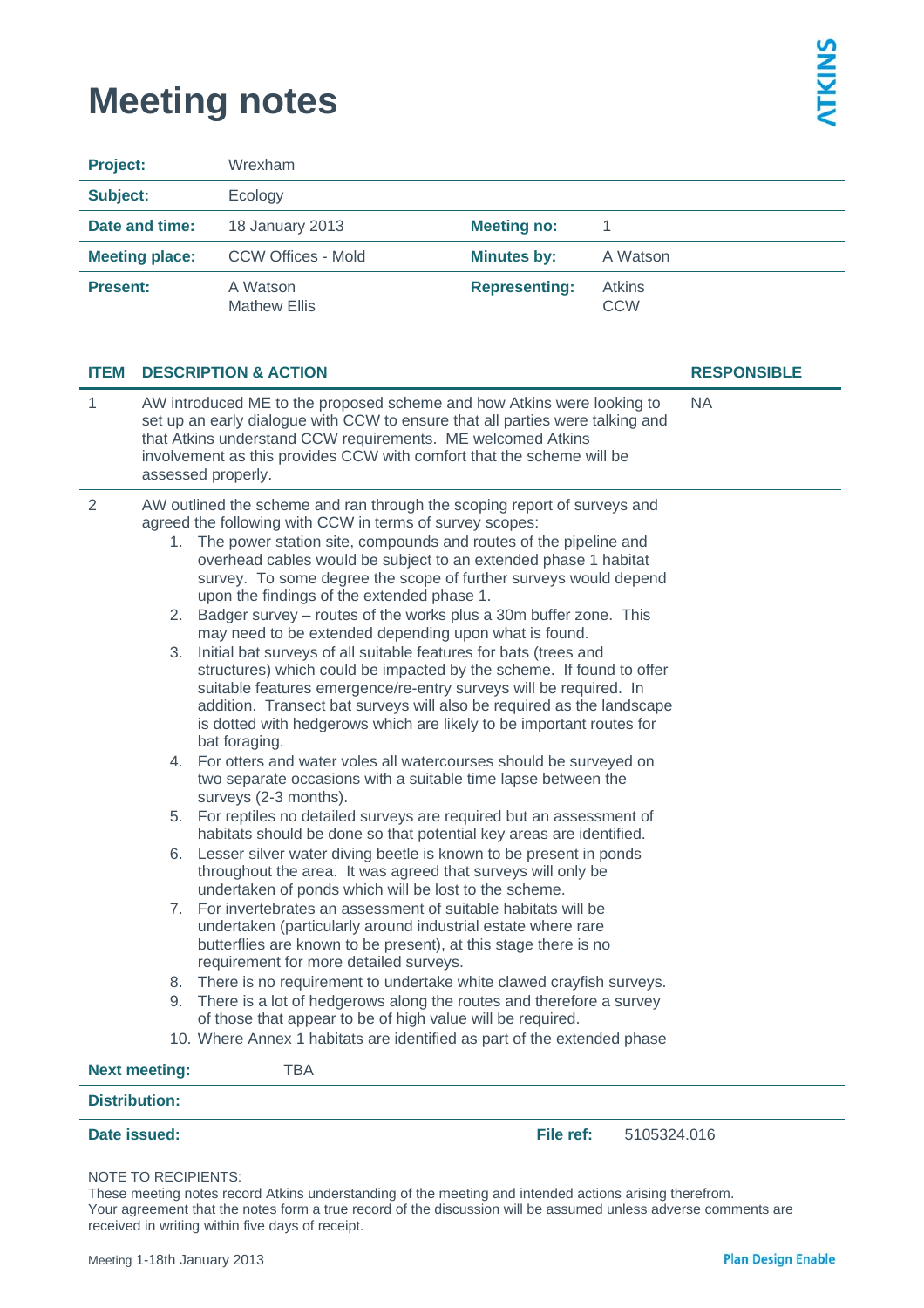# Meeting notes

| | | | |
|---|---|---|---|
| **Project:** | Wrexham | | |
| **Subject:** | Ecology | | |
| **Date and time:** | 18 January 2013 | **Meeting no:** | 1 |
| **Meeting place:** | CCW Offices - Mold | **Minutes by:** | A Watson |
| **Present:** | A Watson<br>Mathew Ellis | **Representing:** | Atkins<br>CCW |

| ITEM | DESCRIPTION & ACTION | RESPONSIBLE |
|---|---|---|
| 1 | AW introduced ME to the proposed scheme and how Atkins were looking to set up an early dialogue with CCW to ensure that all parties were talking and that Atkins understand CCW requirements. ME welcomed Atkins involvement as this provides CCW with comfort that the scheme will be assessed properly. | NA |
| 2 | AW outlined the scheme and ran through the scoping report of surveys and agreed the following with CCW in terms of survey scopes:<br>1. The power station site, compounds and routes of the pipeline and overhead cables would be subject to an extended phase 1 habitat survey. To some degree the scope of further surveys would depend upon the findings of the extended phase 1.<br>2. Badger survey – routes of the works plus a 30m buffer zone. This may need to be extended depending upon what is found.<br>3. Initial bat surveys of all suitable features for bats (trees and structures) which could be impacted by the scheme. If found to offer suitable features emergence/re-entry surveys will be required. In addition. Transect bat surveys will also be required as the landscape is dotted with hedgerows which are likely to be important routes for bat foraging.<br>4. For otters and water voles all watercourses should be surveyed on two separate occasions with a suitable time lapse between the surveys (2-3 months).<br>5. For reptiles no detailed surveys are required but an assessment of habitats should be done so that potential key areas are identified.<br>6. Lesser silver water diving beetle is known to be present in ponds throughout the area. It was agreed that surveys will only be undertaken of ponds which will be lost to the scheme.<br>7. For invertebrates an assessment of suitable habitats will be undertaken (particularly around industrial estate where rare butterflies are known to be present), at this stage there is no requirement for more detailed surveys.<br>8. There is no requirement to undertake white clawed crayfish surveys.<br>9. There is a lot of hedgerows along the routes and therefore a survey of those that appear to be of high value will be required.<br>10. Where Annex 1 habitats are identified as part of the extended phase | |

| | | | |
|---|---|---|---|
| **Next meeting:** | TBA | | |
| **Distribution:** | | | |
| **Date issued:** | | **File ref:** | 5105324.016 |

NOTE TO RECIPIENTS:
These meeting notes record Atkins understanding of the meeting and intended actions arising therefrom. Your agreement that the notes form a true record of the discussion will be assumed unless adverse comments are received in writing within five days of receipt.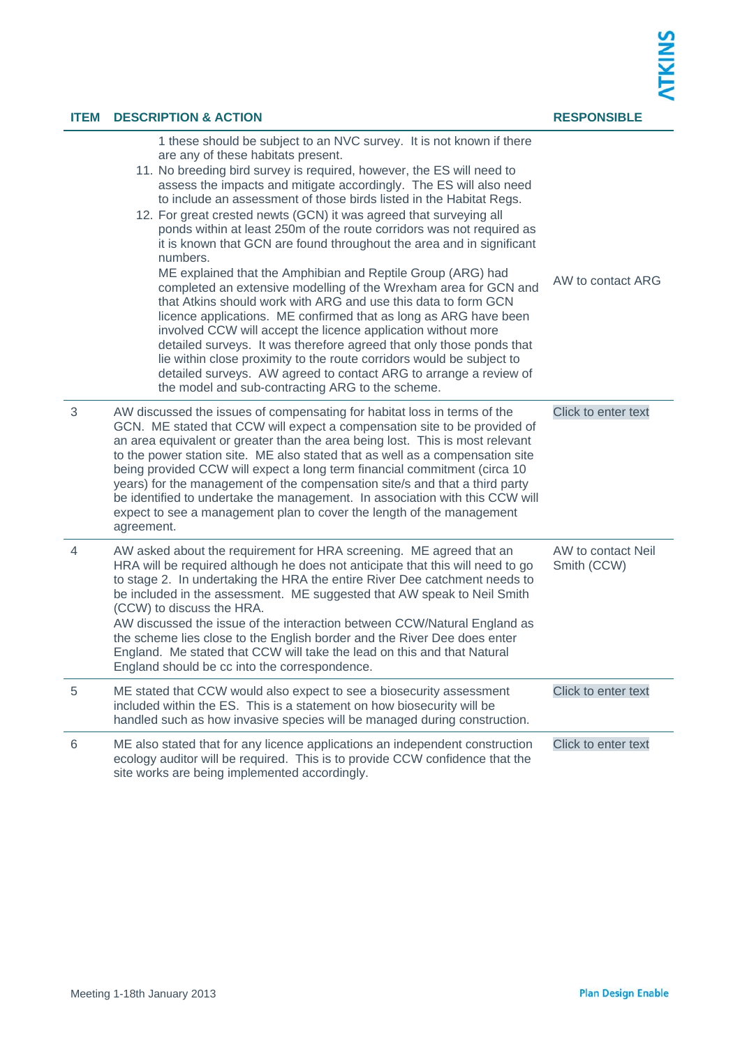| ITEM | DESCRIPTION & ACTION | RESPONSIBLE |
|---|---|---|
| | 1 these should be subject to an NVC survey. It is not known if there are any of these habitats present.<br>11. No breeding bird survey is required, however, the ES will need to assess the impacts and mitigate accordingly. The ES will also need to include an assessment of those birds listed in the Habitat Regs.<br>12. For great crested newts (GCN) it was agreed that surveying all ponds within at least 250m of the route corridors was not required as it is known that GCN are found throughout the area and in significant numbers.<br>ME explained that the Amphibian and Reptile Group (ARG) had completed an extensive modelling of the Wrexham area for GCN and that Atkins should work with ARG and use this data to form GCN licence applications. ME confirmed that as long as ARG have been involved CCW will accept the licence application without more detailed surveys. It was therefore agreed that only those ponds that lie within close proximity to the route corridors would be subject to detailed surveys. AW agreed to contact ARG to arrange a review of the model and sub-contracting ARG to the scheme. | AW to contact ARG |
| 3 | AW discussed the issues of compensating for habitat loss in terms of the GCN. ME stated that CCW will expect a compensation site to be provided of an area equivalent or greater than the area being lost. This is most relevant to the power station site. ME also stated that as well as a compensation site being provided CCW will expect a long term financial commitment (circa 10 years) for the management of the compensation site/s and that a third party be identified to undertake the management. In association with this CCW will expect to see a management plan to cover the length of the management agreement. | Click to enter text |
| 4 | AW asked about the requirement for HRA screening. ME agreed that an HRA will be required although he does not anticipate that this will need to go to stage 2. In undertaking the HRA the entire River Dee catchment needs to be included in the assessment. ME suggested that AW speak to Neil Smith (CCW) to discuss the HRA.<br>AW discussed the issue of the interaction between CCW/Natural England as the scheme lies close to the English border and the River Dee does enter England. Me stated that CCW will take the lead on this and that Natural England should be cc into the correspondence. | AW to contact Neil Smith (CCW) |
| 5 | ME stated that CCW would also expect to see a biosecurity assessment included within the ES. This is a statement on how biosecurity will be handled such as how invasive species will be managed during construction. | Click to enter text |
| 6 | ME also stated that for any licence applications an independent construction ecology auditor will be required. This is to provide CCW confidence that the site works are being implemented accordingly. | Click to enter text |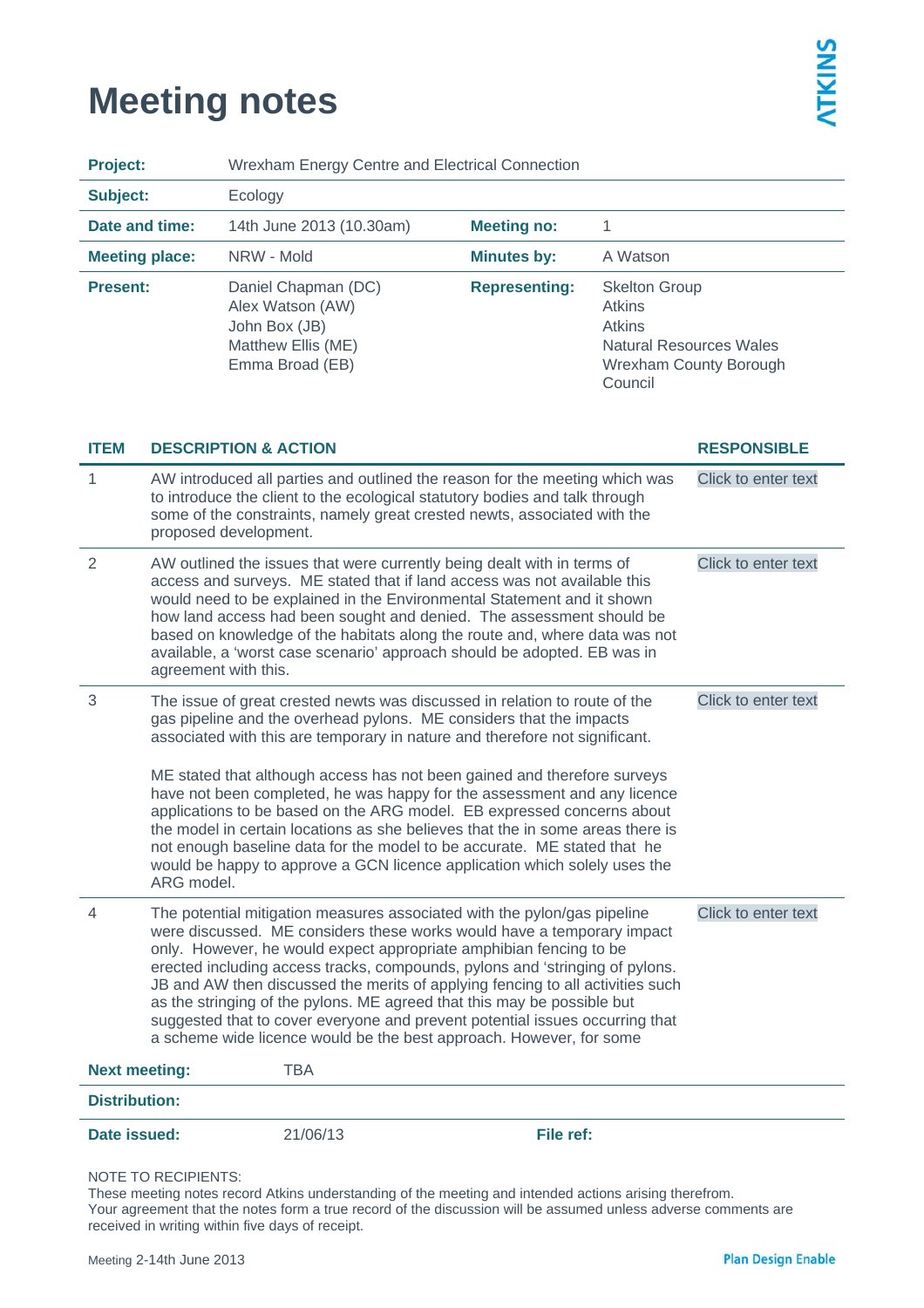# Meeting notes

| | | | |
|---|---|---|---|
| **Project:** | Wrexham Energy Centre and Electrical Connection | | |
| **Subject:** | Ecology | | |
| **Date and time:** | 14th June 2013 (10.30am) | **Meeting no:** | 1 |
| **Meeting place:** | NRW - Mold | **Minutes by:** | A Watson |
| **Present:** | Daniel Chapman (DC)<br>Alex Watson (AW)<br>John Box (JB)<br>Matthew Ellis (ME)<br>Emma Broad (EB) | **Representing:** | Skelton Group<br>Atkins<br>Atkins<br>Natural Resources Wales<br>Wrexham County Borough Council |

| ITEM | DESCRIPTION & ACTION | RESPONSIBLE |
|---|---|---|
| 1 | AW introduced all parties and outlined the reason for the meeting which was to introduce the client to the ecological statutory bodies and talk through some of the constraints, namely great crested newts, associated with the proposed development. | Click to enter text |
| 2 | AW outlined the issues that were currently being dealt with in terms of access and surveys. ME stated that if land access was not available this would need to be explained in the Environmental Statement and it shown how land access had been sought and denied. The assessment should be based on knowledge of the habitats along the route and, where data was not available, a 'worst case scenario' approach should be adopted. EB was in agreement with this. | Click to enter text |
| 3 | The issue of great crested newts was discussed in relation to route of the gas pipeline and the overhead pylons. ME considers that the impacts associated with this are temporary in nature and therefore not significant.<br><br>ME stated that although access has not been gained and therefore surveys have not been completed, he was happy for the assessment and any licence applications to be based on the ARG model. EB expressed concerns about the model in certain locations as she believes that the in some areas there is not enough baseline data for the model to be accurate. ME stated that he would be happy to approve a GCN licence application which solely uses the ARG model. | Click to enter text |
| 4 | The potential mitigation measures associated with the pylon/gas pipeline were discussed. ME considers these works would have a temporary impact only. However, he would expect appropriate amphibian fencing to be erected including access tracks, compounds, pylons and 'stringing of pylons. JB and AW then discussed the merits of applying fencing to all activities such as the stringing of the pylons. ME agreed that this may be possible but suggested that to cover everyone and prevent potential issues occurring that a scheme wide licence would be the best approach. However, for some | Click to enter text |

| | | | |
|---|---|---|---|
| **Next meeting:** | TBA | | |
| **Distribution:** | | | |
| **Date issued:** | 21/06/13 | **File ref:** | |

NOTE TO RECIPIENTS:
These meeting notes record Atkins understanding of the meeting and intended actions arising therefrom.
Your agreement that the notes form a true record of the discussion will be assumed unless adverse comments are received in writing within five days of receipt.

Meeting 2-14th June 2013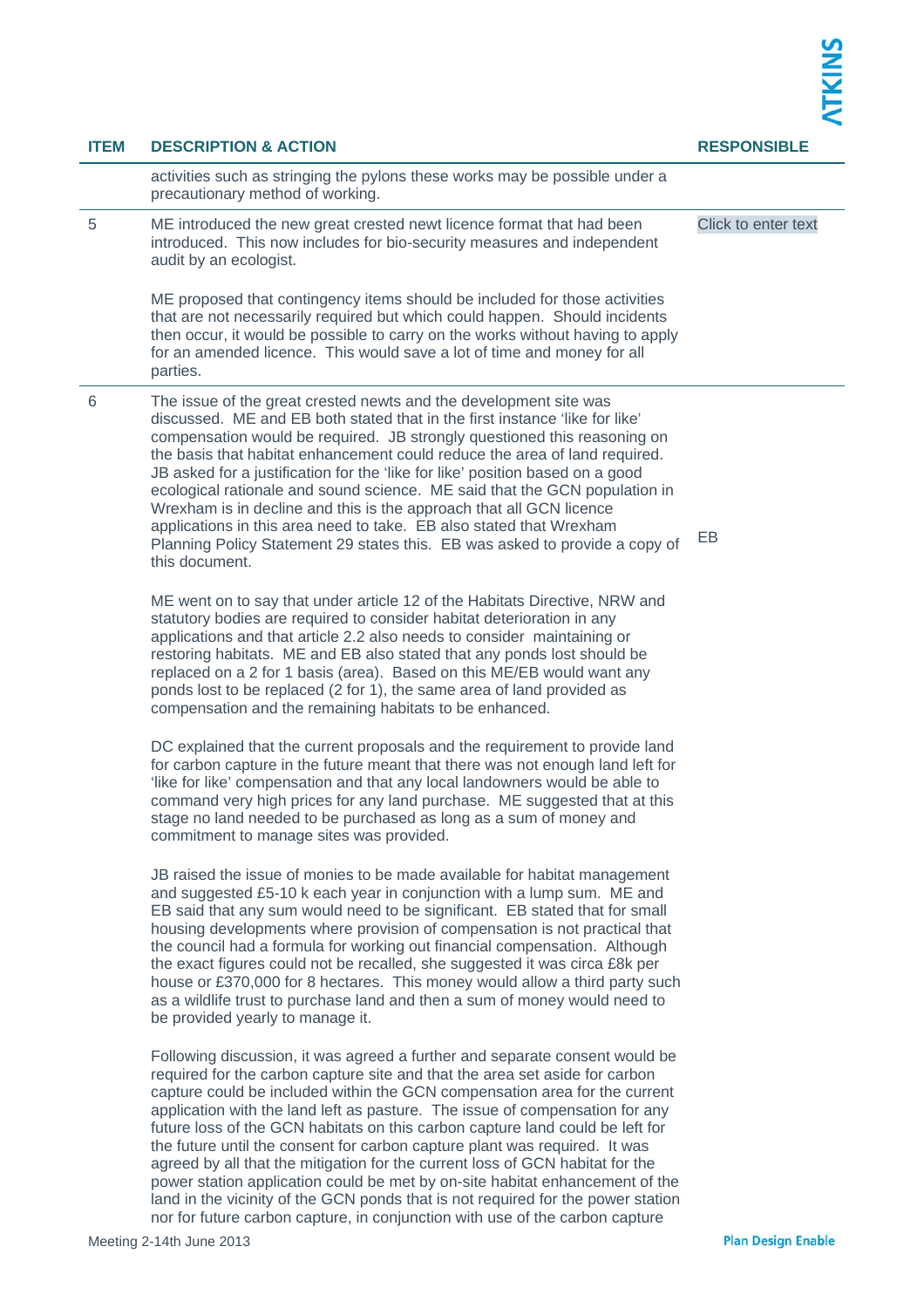| ITEM | DESCRIPTION & ACTION | RESPONSIBLE |
|---|---|---|
| | activities such as stringing the pylons these works may be possible under a precautionary method of working. | |
| 5 | ME introduced the new great crested newt licence format that had been introduced. This now includes for bio-security measures and independent audit by an ecologist.<br><br>ME proposed that contingency items should be included for those activities that are not necessarily required but which could happen. Should incidents then occur, it would be possible to carry on the works without having to apply for an amended licence. This would save a lot of time and money for all parties. | Click to enter text |
| 6 | The issue of the great crested newts and the development site was discussed. ME and EB both stated that in the first instance 'like for like' compensation would be required. JB strongly questioned this reasoning on the basis that habitat enhancement could reduce the area of land required. JB asked for a justification for the 'like for like' position based on a good ecological rationale and sound science. ME said that the GCN population in Wrexham is in decline and this is the approach that all GCN licence applications in this area need to take. EB also stated that Wrexham Planning Policy Statement 29 states this. EB was asked to provide a copy of this document.<br><br>ME went on to say that under article 12 of the Habitats Directive, NRW and statutory bodies are required to consider habitat deterioration in any applications and that article 2.2 also needs to consider maintaining or restoring habitats. ME and EB also stated that any ponds lost should be replaced on a 2 for 1 basis (area). Based on this ME/EB would want any ponds lost to be replaced (2 for 1), the same area of land provided as compensation and the remaining habitats to be enhanced.<br><br>DC explained that the current proposals and the requirement to provide land for carbon capture in the future meant that there was not enough land left for 'like for like' compensation and that any local landowners would be able to command very high prices for any land purchase. ME suggested that at this stage no land needed to be purchased as long as a sum of money and commitment to manage sites was provided.<br><br>JB raised the issue of monies to be made available for habitat management and suggested £5-10 k each year in conjunction with a lump sum. ME and EB said that any sum would need to be significant. EB stated that for small housing developments where provision of compensation is not practical that the council had a formula for working out financial compensation. Although the exact figures could not be recalled, she suggested it was circa £8k per house or £370,000 for 8 hectares. This money would allow a third party such as a wildlife trust to purchase land and then a sum of money would need to be provided yearly to manage it.<br><br>Following discussion, it was agreed a further and separate consent would be required for the carbon capture site and that the area set aside for carbon capture could be included within the GCN compensation area for the current application with the land left as pasture. The issue of compensation for any future loss of the GCN habitats on this carbon capture land could be left for the future until the consent for carbon capture plant was required. It was agreed by all that the mitigation for the current loss of GCN habitat for the power station application could be met by on-site habitat enhancement of the land in the vicinity of the GCN ponds that is not required for the power station nor for future carbon capture, in conjunction with use of the carbon capture | EB |

Meeting 2-14th June 2013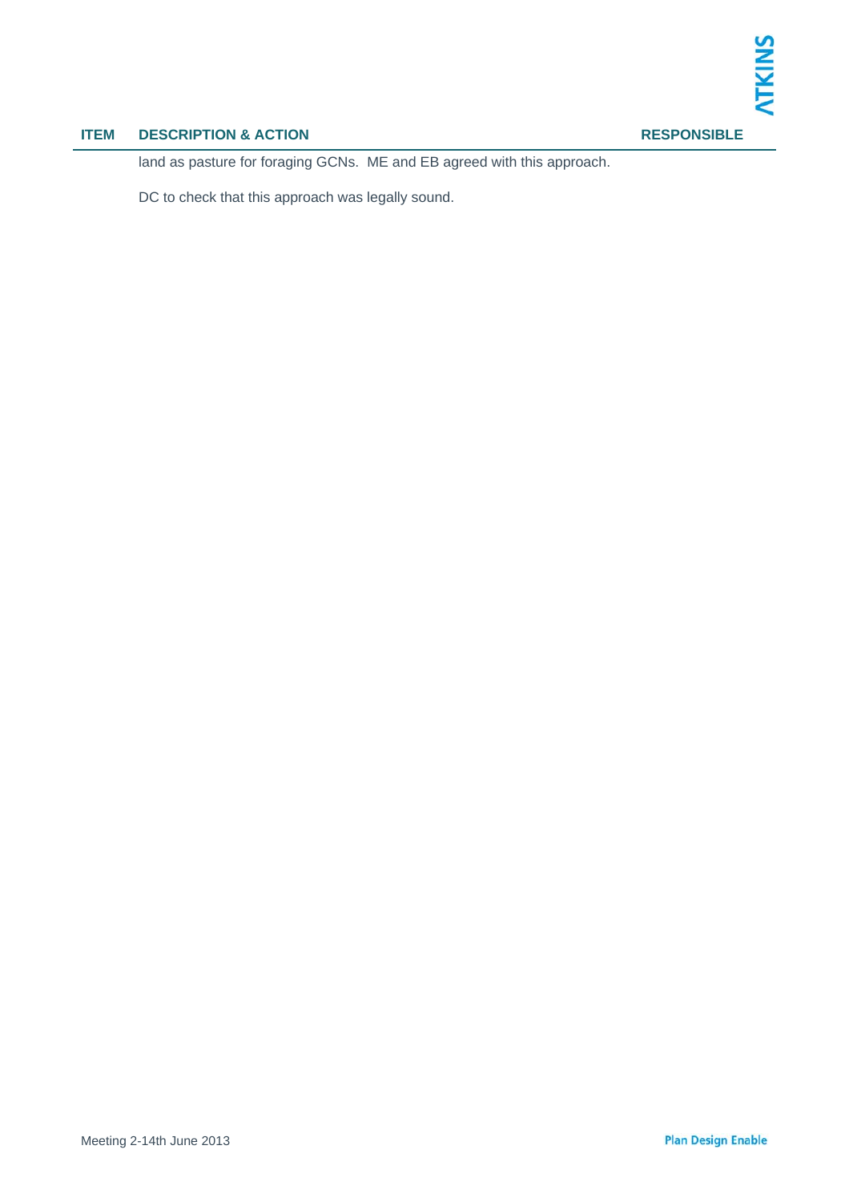| ITEM | DESCRIPTION & ACTION | RESPONSIBLE |
|---|---|---|
| | land as pasture for foraging GCNs. ME and EB agreed with this approach. | |
| | DC to check that this approach was legally sound. | |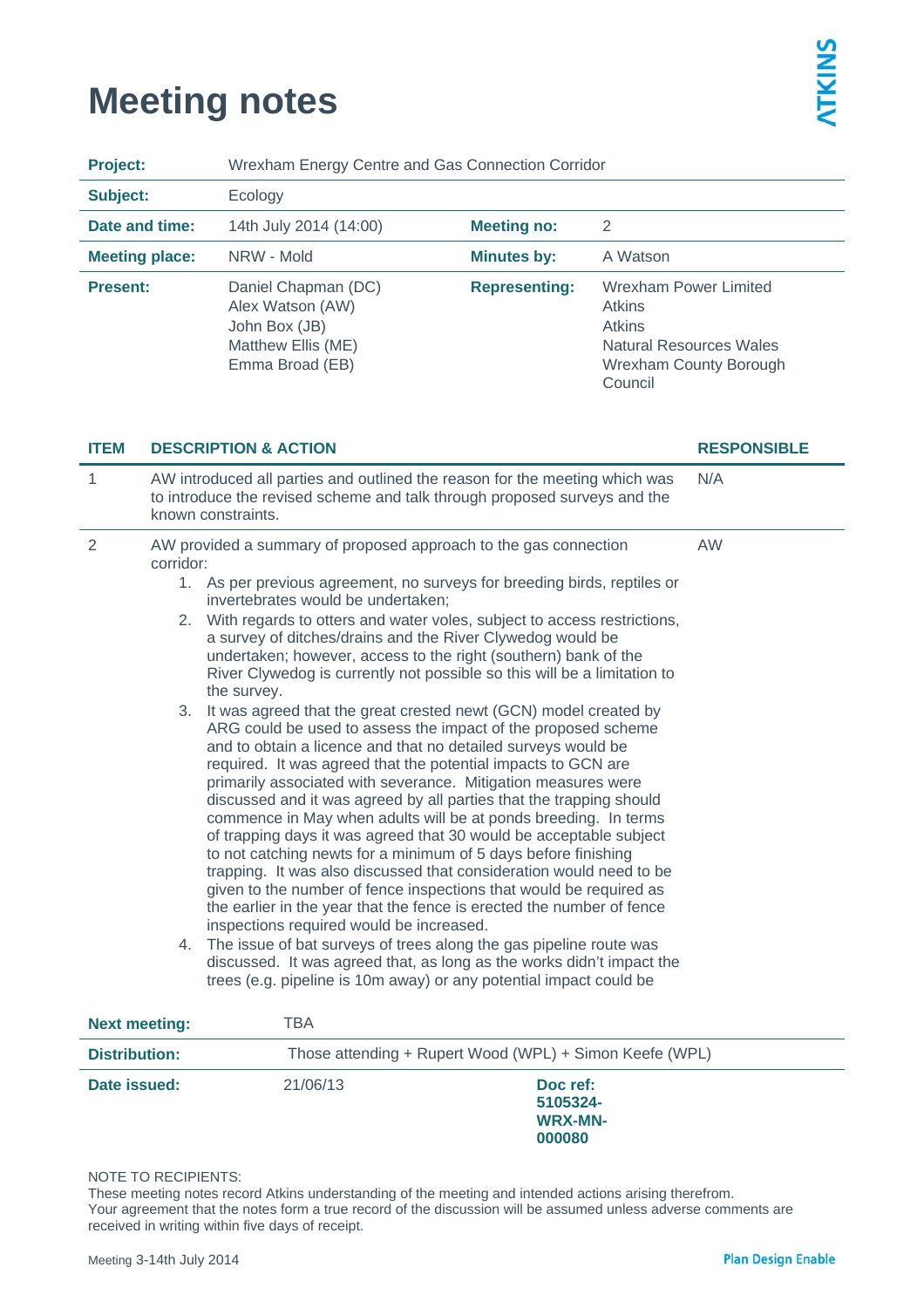# Meeting notes

ATKINS

| Project: | Wrexham Energy Centre and Gas Connection Corridor | | |
|---|---|---|---|
| Subject: | Ecology | | |
| Date and time: | 14th July 2014 (14:00) | Meeting no: | 2 |
| Meeting place: | NRW - Mold | Minutes by: | A Watson |
| Present: | Daniel Chapman (DC)<br>Alex Watson (AW)<br>John Box (JB)<br>Matthew Ellis (ME)<br>Emma Broad (EB) | Representing: | Wrexham Power Limited<br>Atkins<br>Atkins<br>Natural Resources Wales<br>Wrexham County Borough Council |

| ITEM | DESCRIPTION & ACTION | RESPONSIBLE |
|---|---|---|
| 1 | AW introduced all parties and outlined the reason for the meeting which was to introduce the revised scheme and talk through proposed surveys and the known constraints. | N/A |
| 2 | AW provided a summary of proposed approach to the gas connection corridor:<br>1. As per previous agreement, no surveys for breeding birds, reptiles or invertebrates would be undertaken;<br>2. With regards to otters and water voles, subject to access restrictions, a survey of ditches/drains and the River Clywedog would be undertaken; however, access to the right (southern) bank of the River Clywedog is currently not possible so this will be a limitation to the survey.<br>3. It was agreed that the great crested newt (GCN) model created by ARG could be used to assess the impact of the proposed scheme and to obtain a licence and that no detailed surveys would be required. It was agreed that the potential impacts to GCN are primarily associated with severance. Mitigation measures were discussed and it was agreed by all parties that the trapping should commence in May when adults will be at ponds breeding. In terms of trapping days it was agreed that 30 would be acceptable subject to not catching newts for a minimum of 5 days before finishing trapping. It was also discussed that consideration would need to be given to the number of fence inspections that would be required as the earlier in the year that the fence is erected the number of fence inspections required would be increased.<br>4. The issue of bat surveys of trees along the gas pipeline route was discussed. It was agreed that, as long as the works didn't impact the trees (e.g. pipeline is 10m away) or any potential impact could be | AW |

| Next meeting: | TBA | |
|---|---|---|
| Distribution: | Those attending + Rupert Wood (WPL) + Simon Keefe (WPL) | |
| Date issued: | 21/06/13 | Doc ref: 5105324-WRX-MN-000080 |

NOTE TO RECIPIENTS:
These meeting notes record Atkins understanding of the meeting and intended actions arising therefrom. Your agreement that the notes form a true record of the discussion will be assumed unless adverse comments are received in writing within five days of receipt.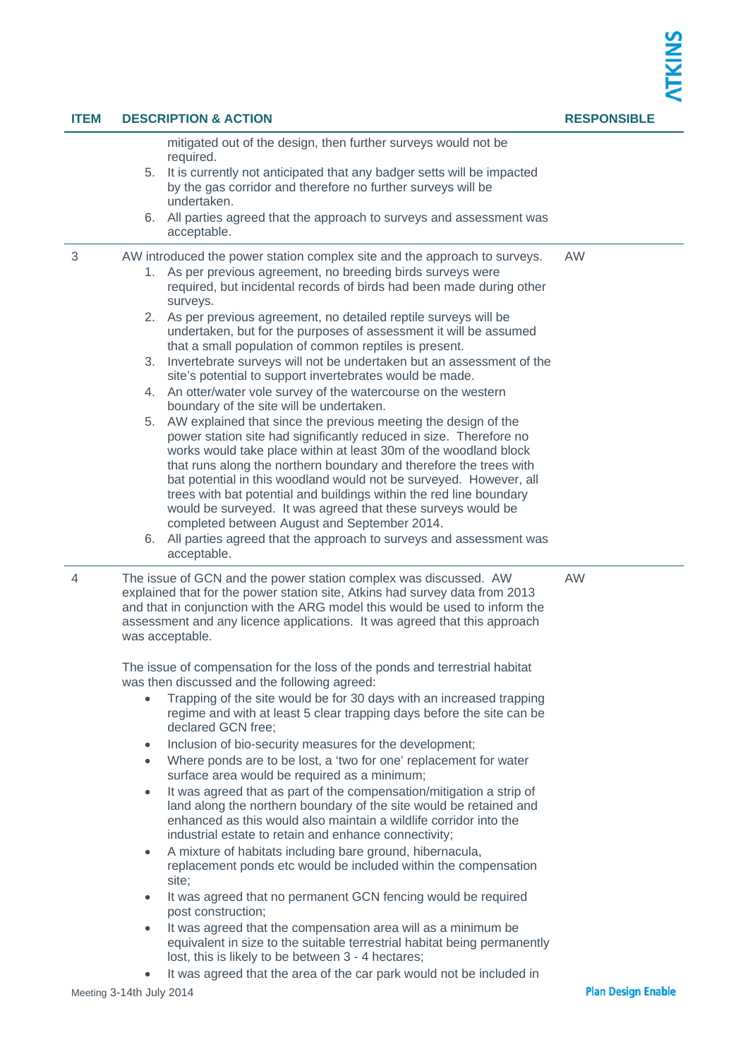| ITEM | DESCRIPTION & ACTION | RESPONSIBLE |
|---|---|---|
| | mitigated out of the design, then further surveys would not be required.<br>5. It is currently not anticipated that any badger setts will be impacted by the gas corridor and therefore no further surveys will be undertaken.<br>6. All parties agreed that the approach to surveys and assessment was acceptable. | |
| 3 | AW introduced the power station complex site and the approach to surveys.<br>1. As per previous agreement, no breeding birds surveys were required, but incidental records of birds had been made during other surveys.<br>2. As per previous agreement, no detailed reptile surveys will be undertaken, but for the purposes of assessment it will be assumed that a small population of common reptiles is present.<br>3. Invertebrate surveys will not be undertaken but an assessment of the site's potential to support invertebrates would be made.<br>4. An otter/water vole survey of the watercourse on the western boundary of the site will be undertaken.<br>5. AW explained that since the previous meeting the design of the power station site had significantly reduced in size. Therefore no works would take place within at least 30m of the woodland block that runs along the northern boundary and therefore the trees with bat potential in this woodland would not be surveyed. However, all trees with bat potential and buildings within the red line boundary would be surveyed. It was agreed that these surveys would be completed between August and September 2014.<br>6. All parties agreed that the approach to surveys and assessment was acceptable. | AW |
| 4 | The issue of GCN and the power station complex was discussed. AW explained that for the power station site, Atkins had survey data from 2013 and that in conjunction with the ARG model this would be used to inform the assessment and any licence applications. It was agreed that this approach was acceptable.<br><br>The issue of compensation for the loss of the ponds and terrestrial habitat was then discussed and the following agreed:<br>• Trapping of the site would be for 30 days with an increased trapping regime and with at least 5 clear trapping days before the site can be declared GCN free;<br>• Inclusion of bio-security measures for the development;<br>• Where ponds are to be lost, a 'two for one' replacement for water surface area would be required as a minimum;<br>• It was agreed that as part of the compensation/mitigation a strip of land along the northern boundary of the site would be retained and enhanced as this would also maintain a wildlife corridor into the industrial estate to retain and enhance connectivity;<br>• A mixture of habitats including bare ground, hibernacula, replacement ponds etc would be included within the compensation site;<br>• It was agreed that no permanent GCN fencing would be required post construction;<br>• It was agreed that the compensation area will as a minimum be equivalent in size to the suitable terrestrial habitat being permanently lost, this is likely to be between 3 - 4 hectares;<br>• It was agreed that the area of the car park would not be included in | AW |

Meeting 3-14th July 2014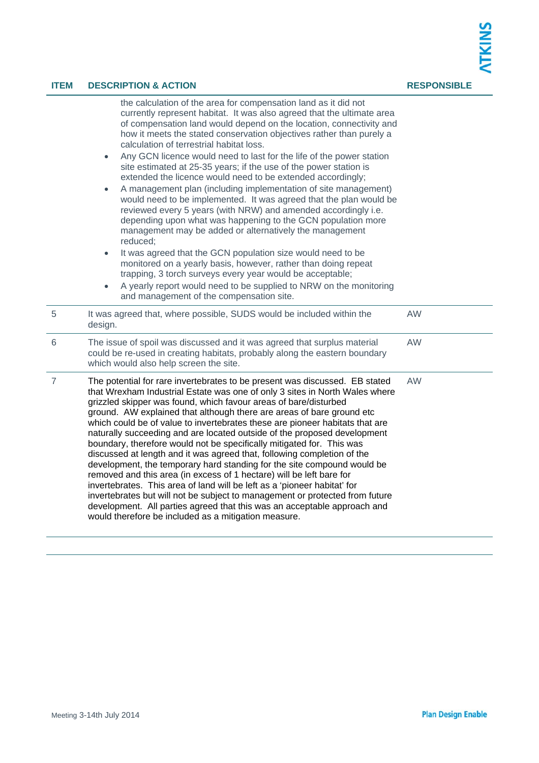| ITEM | DESCRIPTION & ACTION | RESPONSIBLE |
|---|---|---|
| | the calculation of the area for compensation land as it did not currently represent habitat. It was also agreed that the ultimate area of compensation land would depend on the location, connectivity and how it meets the stated conservation objectives rather than purely a calculation of terrestrial habitat loss. <br>• Any GCN licence would need to last for the life of the power station site estimated at 25-35 years; if the use of the power station is extended the licence would need to be extended accordingly; <br>• A management plan (including implementation of site management) would need to be implemented. It was agreed that the plan would be reviewed every 5 years (with NRW) and amended accordingly i.e. depending upon what was happening to the GCN population more management may be added or alternatively the management reduced; <br>• It was agreed that the GCN population size would need to be monitored on a yearly basis, however, rather than doing repeat trapping, 3 torch surveys every year would be acceptable; <br>• A yearly report would need to be supplied to NRW on the monitoring and management of the compensation site. | |
| 5 | It was agreed that, where possible, SUDS would be included within the design. | AW |
| 6 | The issue of spoil was discussed and it was agreed that surplus material could be re-used in creating habitats, probably along the eastern boundary which would also help screen the site. | AW |
| 7 | The potential for rare invertebrates to be present was discussed. EB stated that Wrexham Industrial Estate was one of only 3 sites in North Wales where grizzled skipper was found, which favour areas of bare/disturbed ground. AW explained that although there are areas of bare ground etc which could be of value to invertebrates these are pioneer habitats that are naturally succeeding and are located outside of the proposed development boundary, therefore would not be specifically mitigated for. This was discussed at length and it was agreed that, following completion of the development, the temporary hard standing for the site compound would be removed and this area (in excess of 1 hectare) will be left bare for invertebrates. This area of land will be left as a 'pioneer habitat' for invertebrates but will not be subject to management or protected from future development. All parties agreed that this was an acceptable approach and would therefore be included as a mitigation measure. | AW |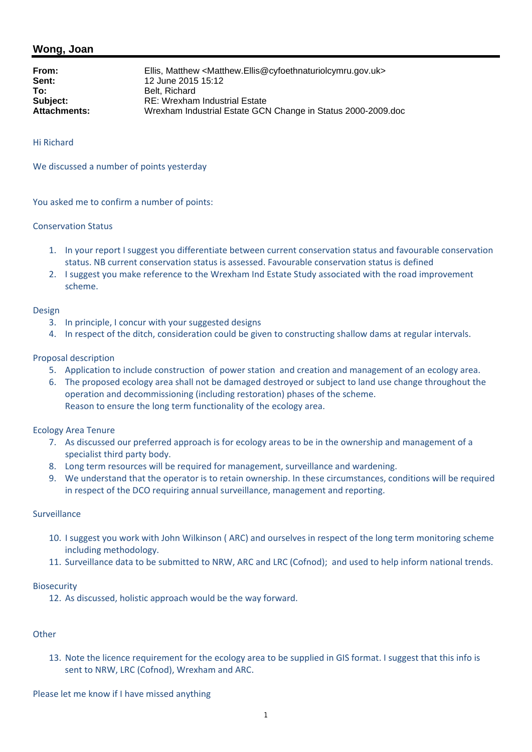## Wong, Joan

**From:** Ellis, Matthew <Matthew.Ellis@cyfoethnaturiolcymru.gov.uk>
**Sent:** 12 June 2015 15:12
**To:** Belt, Richard
**Subject:** RE: Wrexham Industrial Estate
**Attachments:** Wrexham Industrial Estate GCN Change in Status 2000-2009.doc

Hi Richard

We discussed a number of points yesterday

You asked me to confirm a number of points:

Conservation Status

1. In your report I suggest you differentiate between current conservation status and favourable conservation status. NB current conservation status is assessed. Favourable conservation status is defined
2. I suggest you make reference to the Wrexham Ind Estate Study associated with the road improvement scheme.

Design

3. In principle, I concur with your suggested designs
4. In respect of the ditch, consideration could be given to constructing shallow dams at regular intervals.

Proposal description

5. Application to include construction of power station and creation and management of an ecology area.
6. The proposed ecology area shall not be damaged destroyed or subject to land use change throughout the operation and decommissioning (including restoration) phases of the scheme.
   Reason to ensure the long term functionality of the ecology area.

Ecology Area Tenure

7. As discussed our preferred approach is for ecology areas to be in the ownership and management of a specialist third party body.
8. Long term resources will be required for management, surveillance and wardening.
9. We understand that the operator is to retain ownership. In these circumstances, conditions will be required in respect of the DCO requiring annual surveillance, management and reporting.

Surveillance

10. I suggest you work with John Wilkinson ( ARC) and ourselves in respect of the long term monitoring scheme including methodology.
11. Surveillance data to be submitted to NRW, ARC and LRC (Cofnod); and used to help inform national trends.

Biosecurity

12. As discussed, holistic approach would be the way forward.

Other

13. Note the licence requirement for the ecology area to be supplied in GIS format. I suggest that this info is sent to NRW, LRC (Cofnod), Wrexham and ARC.

Please let me know if I have missed anything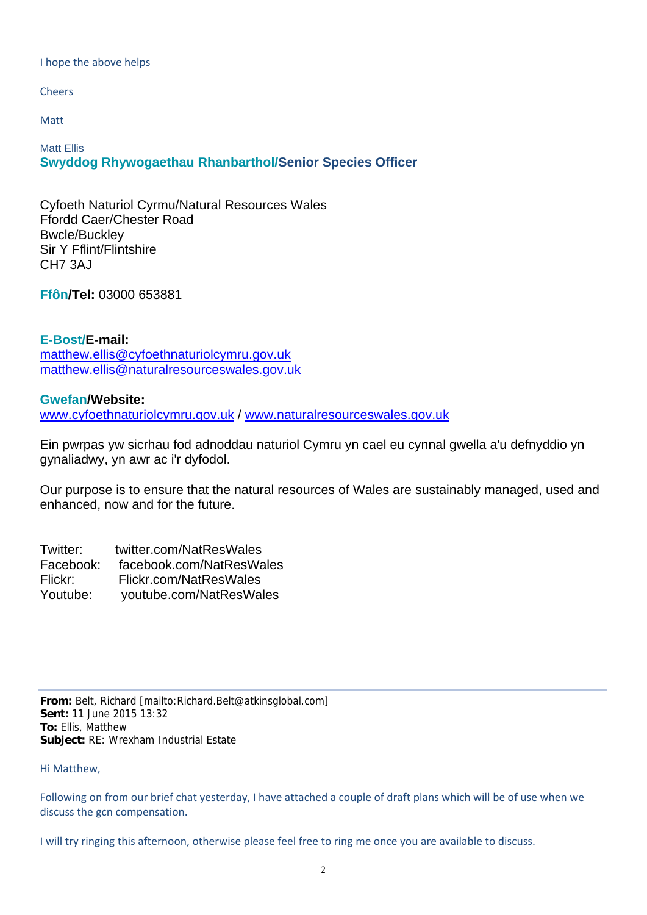I hope the above helps

Cheers

Matt

Matt Ellis
**Swyddog Rhywogaethau Rhanbarthol/Senior Species Officer**

Cyfoeth Naturiol Cymru/Natural Resources Wales
Ffordd Caer/Chester Road
Bwcle/Buckley
Sir Y Fflint/Flintshire
CH7 3AJ

**Ffôn/Tel:** 03000 653881

**E-Bost/E-mail:**
matthew.ellis@cyfoethnaturiolcymru.gov.uk
matthew.ellis@naturalresourceswales.gov.uk

**Gwefan/Website:**
www.cyfoethnaturiolcymru.gov.uk / www.naturalresourceswales.gov.uk

Ein pwrpas yw sicrhau fod adnoddau naturiol Cymru yn cael eu cynnal gwella a'u defnyddio yn gynaliadwy, yn awr ac i'r dyfodol.

Our purpose is to ensure that the natural resources of Wales are sustainably managed, used and enhanced, now and for the future.

Twitter: twitter.com/NatResWales
Facebook: facebook.com/NatResWales
Flickr: Flickr.com/NatResWales
Youtube: youtube.com/NatResWales

---

**From:** Belt, Richard [mailto:Richard.Belt@atkinsglobal.com]
**Sent:** 11 June 2015 13:32
**To:** Ellis, Matthew
**Subject:** RE: Wrexham Industrial Estate

Hi Matthew,

Following on from our brief chat yesterday, I have attached a couple of draft plans which will be of use when we discuss the gcn compensation.

I will try ringing this afternoon, otherwise please feel free to ring me once you are available to discuss.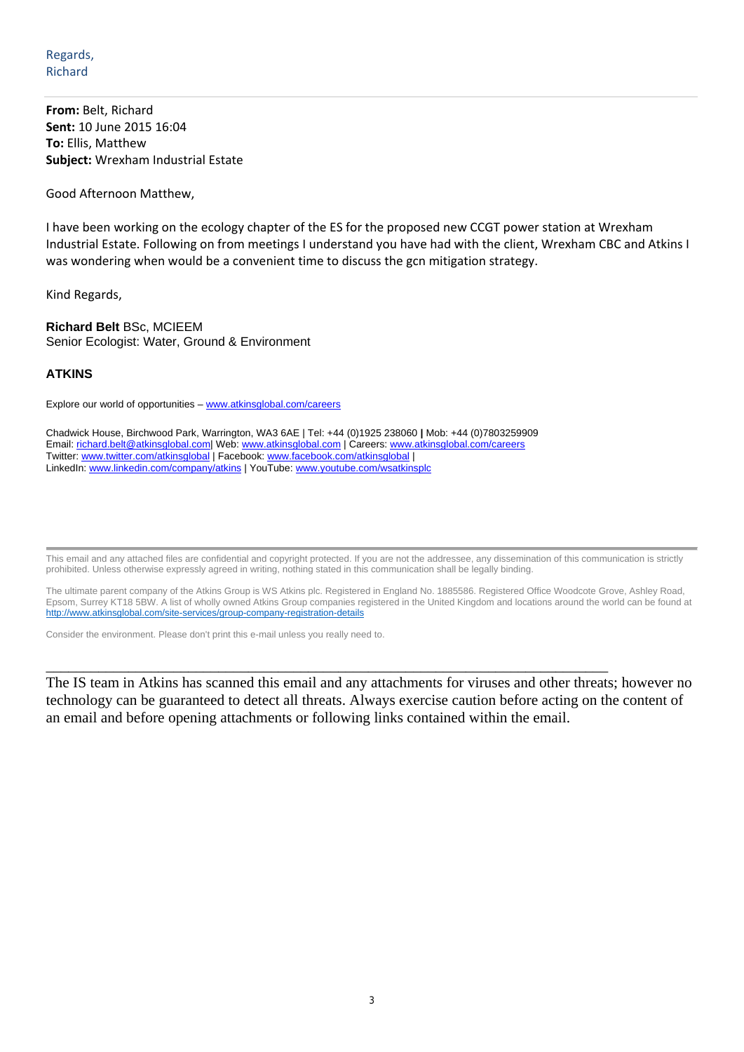Regards,
Richard

---

**From:** Belt, Richard
**Sent:** 10 June 2015 16:04
**To:** Ellis, Matthew
**Subject:** Wrexham Industrial Estate

Good Afternoon Matthew,

I have been working on the ecology chapter of the ES for the proposed new CCGT power station at Wrexham Industrial Estate. Following on from meetings I understand you have had with the client, Wrexham CBC and Atkins I was wondering when would be a convenient time to discuss the gcn mitigation strategy.

Kind Regards,

**Richard Belt** BSc, MCIEEM
Senior Ecologist: Water, Ground & Environment

**ATKINS**

Explore our world of opportunities – www.atkinsglobal.com/careers

Chadwick House, Birchwood Park, Warrington, WA3 6AE | Tel: +44 (0)1925 238060 **|** Mob: +44 (0)7803259909
Email: richard.belt@atkinsglobal.com| Web: www.atkinsglobal.com | Careers: www.atkinsglobal.com/careers
Twitter: www.twitter.com/atkinsglobal | Facebook: www.facebook.com/atkinsglobal |
LinkedIn: www.linkedin.com/company/atkins | YouTube: www.youtube.com/wsatkinsplc

---

This email and any attached files are confidential and copyright protected. If you are not the addressee, any dissemination of this communication is strictly prohibited. Unless otherwise expressly agreed in writing, nothing stated in this communication shall be legally binding.

The ultimate parent company of the Atkins Group is WS Atkins plc. Registered in England No. 1885586. Registered Office Woodcote Grove, Ashley Road, Epsom, Surrey KT18 5BW. A list of wholly owned Atkins Group companies registered in the United Kingdom and locations around the world can be found at http://www.atkinsglobal.com/site-services/group-company-registration-details

Consider the environment. Please don't print this e-mail unless you really need to.

---

The IS team in Atkins has scanned this email and any attachments for viruses and other threats; however no technology can be guaranteed to detect all threats. Always exercise caution before acting on the content of an email and before opening attachments or following links contained within the email.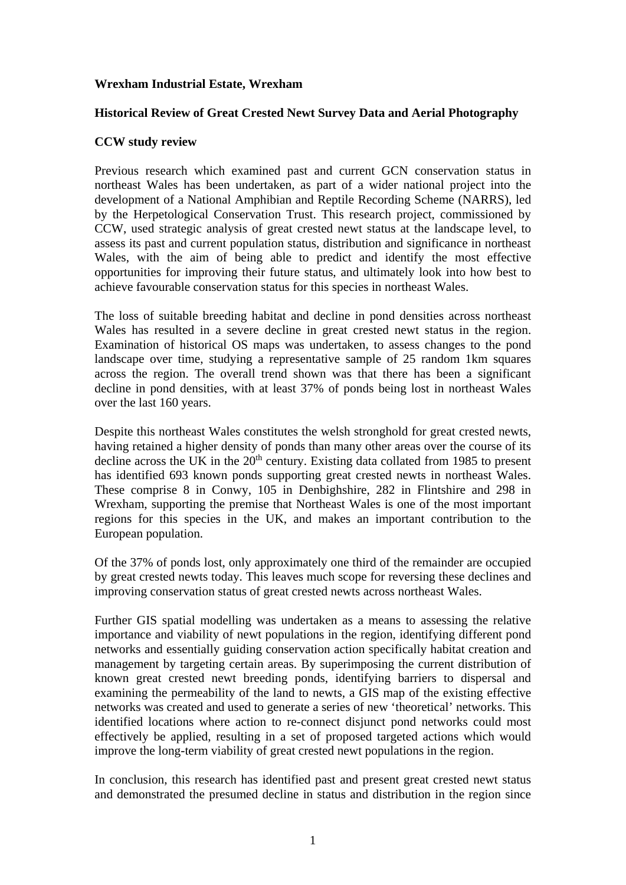**Wrexham Industrial Estate, Wrexham**

**Historical Review of Great Crested Newt Survey Data and Aerial Photography**

**CCW study review**

Previous research which examined past and current GCN conservation status in northeast Wales has been undertaken, as part of a wider national project into the development of a National Amphibian and Reptile Recording Scheme (NARRS), led by the Herpetological Conservation Trust. This research project, commissioned by CCW, used strategic analysis of great crested newt status at the landscape level, to assess its past and current population status, distribution and significance in northeast Wales, with the aim of being able to predict and identify the most effective opportunities for improving their future status, and ultimately look into how best to achieve favourable conservation status for this species in northeast Wales.

The loss of suitable breeding habitat and decline in pond densities across northeast Wales has resulted in a severe decline in great crested newt status in the region. Examination of historical OS maps was undertaken, to assess changes to the pond landscape over time, studying a representative sample of 25 random 1km squares across the region. The overall trend shown was that there has been a significant decline in pond densities, with at least 37% of ponds being lost in northeast Wales over the last 160 years.

Despite this northeast Wales constitutes the welsh stronghold for great crested newts, having retained a higher density of ponds than many other areas over the course of its decline across the UK in the 20th century. Existing data collated from 1985 to present has identified 693 known ponds supporting great crested newts in northeast Wales. These comprise 8 in Conwy, 105 in Denbighshire, 282 in Flintshire and 298 in Wrexham, supporting the premise that Northeast Wales is one of the most important regions for this species in the UK, and makes an important contribution to the European population.

Of the 37% of ponds lost, only approximately one third of the remainder are occupied by great crested newts today. This leaves much scope for reversing these declines and improving conservation status of great crested newts across northeast Wales.

Further GIS spatial modelling was undertaken as a means to assessing the relative importance and viability of newt populations in the region, identifying different pond networks and essentially guiding conservation action specifically habitat creation and management by targeting certain areas. By superimposing the current distribution of known great crested newt breeding ponds, identifying barriers to dispersal and examining the permeability of the land to newts, a GIS map of the existing effective networks was created and used to generate a series of new 'theoretical' networks. This identified locations where action to re-connect disjunct pond networks could most effectively be applied, resulting in a set of proposed targeted actions which would improve the long-term viability of great crested newt populations in the region.

In conclusion, this research has identified past and present great crested newt status and demonstrated the presumed decline in status and distribution in the region since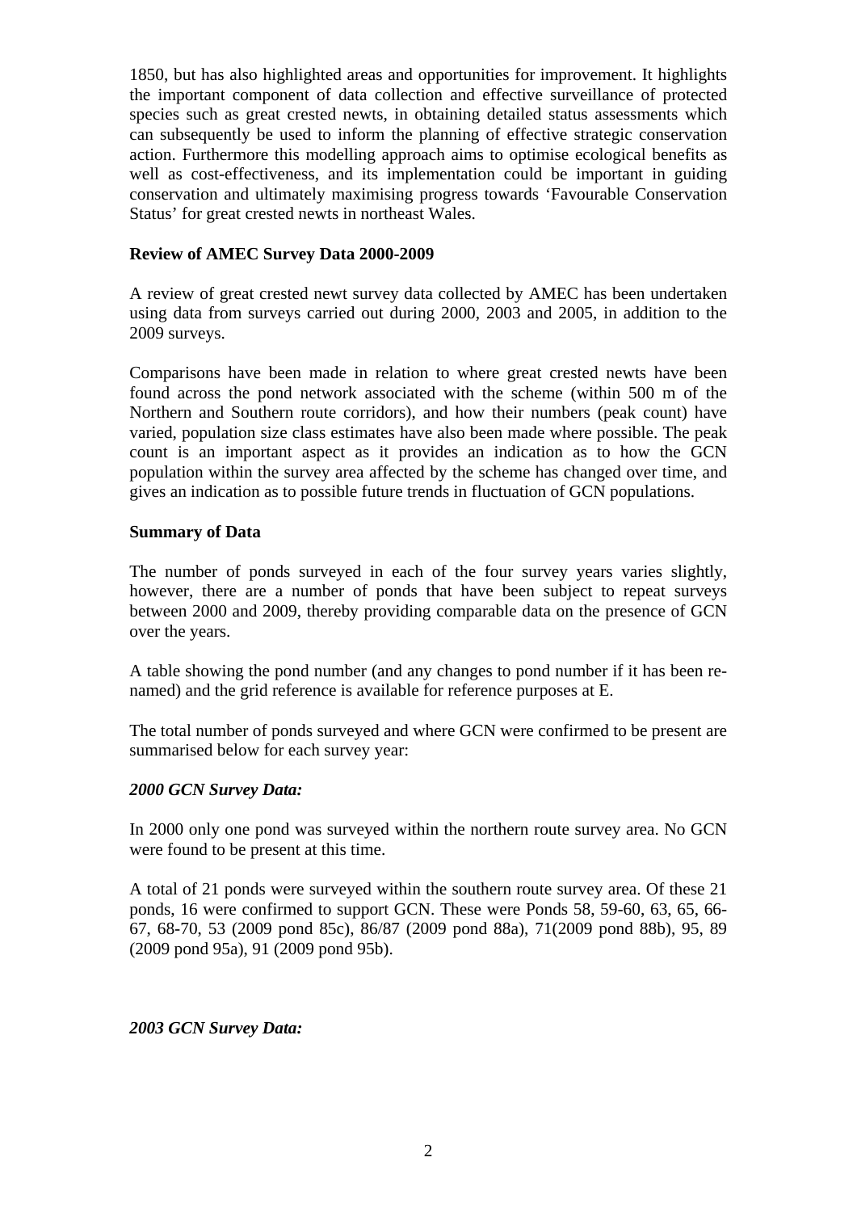1850, but has also highlighted areas and opportunities for improvement. It highlights the important component of data collection and effective surveillance of protected species such as great crested newts, in obtaining detailed status assessments which can subsequently be used to inform the planning of effective strategic conservation action. Furthermore this modelling approach aims to optimise ecological benefits as well as cost-effectiveness, and its implementation could be important in guiding conservation and ultimately maximising progress towards 'Favourable Conservation Status' for great crested newts in northeast Wales.

**Review of AMEC Survey Data 2000-2009**

A review of great crested newt survey data collected by AMEC has been undertaken using data from surveys carried out during 2000, 2003 and 2005, in addition to the 2009 surveys.

Comparisons have been made in relation to where great crested newts have been found across the pond network associated with the scheme (within 500 m of the Northern and Southern route corridors), and how their numbers (peak count) have varied, population size class estimates have also been made where possible. The peak count is an important aspect as it provides an indication as to how the GCN population within the survey area affected by the scheme has changed over time, and gives an indication as to possible future trends in fluctuation of GCN populations.

**Summary of Data**

The number of ponds surveyed in each of the four survey years varies slightly, however, there are a number of ponds that have been subject to repeat surveys between 2000 and 2009, thereby providing comparable data on the presence of GCN over the years.

A table showing the pond number (and any changes to pond number if it has been re-named) and the grid reference is available for reference purposes at E.

The total number of ponds surveyed and where GCN were confirmed to be present are summarised below for each survey year:

***2000 GCN Survey Data:***

In 2000 only one pond was surveyed within the northern route survey area. No GCN were found to be present at this time.

A total of 21 ponds were surveyed within the southern route survey area. Of these 21 ponds, 16 were confirmed to support GCN. These were Ponds 58, 59-60, 63, 65, 66-67, 68-70, 53 (2009 pond 85c), 86/87 (2009 pond 88a), 71(2009 pond 88b), 95, 89 (2009 pond 95a), 91 (2009 pond 95b).

***2003 GCN Survey Data:***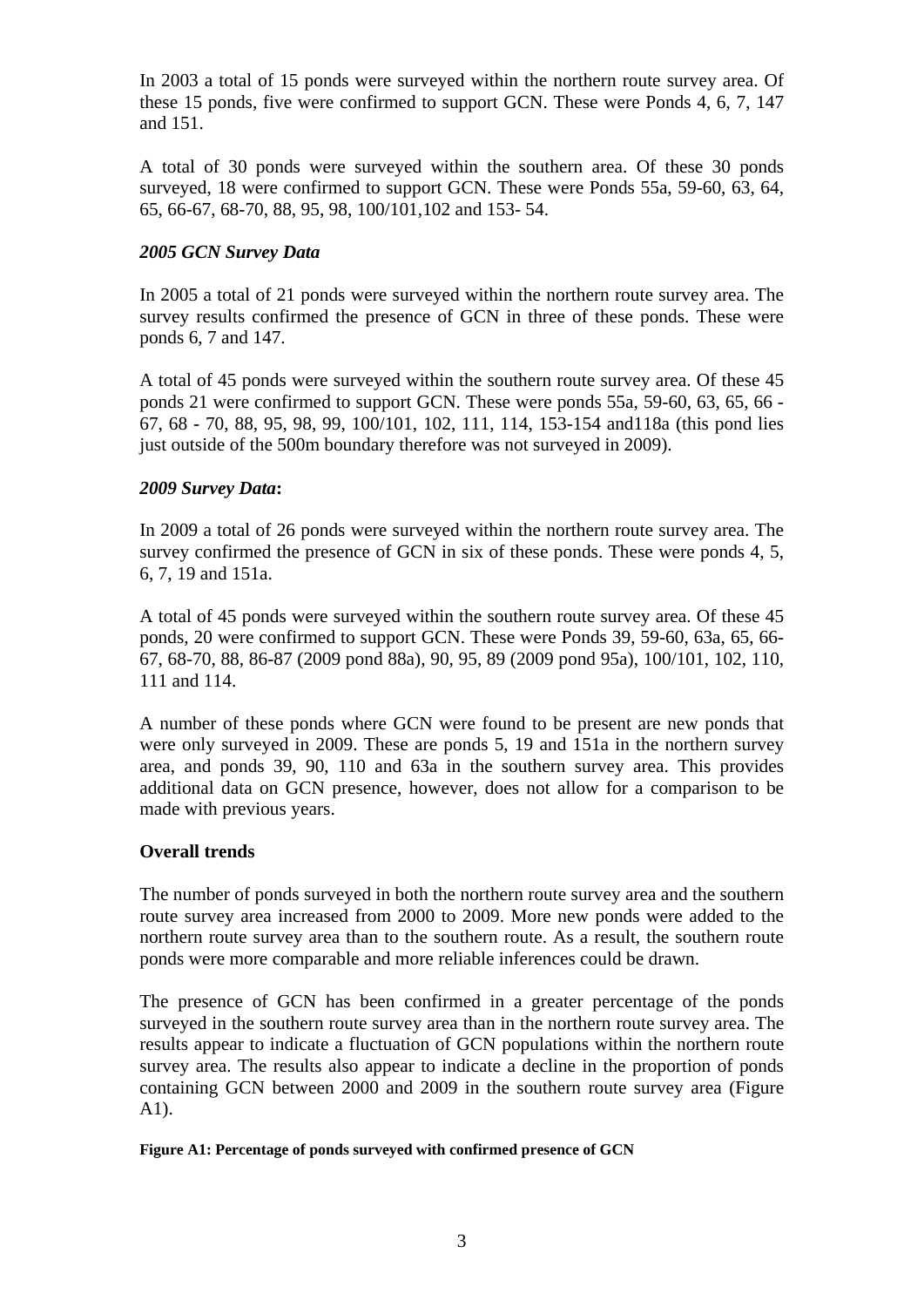In 2003 a total of 15 ponds were surveyed within the northern route survey area. Of these 15 ponds, five were confirmed to support GCN. These were Ponds 4, 6, 7, 147 and 151.

A total of 30 ponds were surveyed within the southern area. Of these 30 ponds surveyed, 18 were confirmed to support GCN. These were Ponds 55a, 59-60, 63, 64, 65, 66-67, 68-70, 88, 95, 98, 100/101,102 and 153- 54.

### *2005 GCN Survey Data*

In 2005 a total of 21 ponds were surveyed within the northern route survey area. The survey results confirmed the presence of GCN in three of these ponds. These were ponds 6, 7 and 147.

A total of 45 ponds were surveyed within the southern route survey area. Of these 45 ponds 21 were confirmed to support GCN. These were ponds 55a, 59-60, 63, 65, 66 - 67, 68 - 70, 88, 95, 98, 99, 100/101, 102, 111, 114, 153-154 and118a (this pond lies just outside of the 500m boundary therefore was not surveyed in 2009).

### *2009 Survey Data***:**

In 2009 a total of 26 ponds were surveyed within the northern route survey area. The survey confirmed the presence of GCN in six of these ponds. These were ponds 4, 5, 6, 7, 19 and 151a.

A total of 45 ponds were surveyed within the southern route survey area. Of these 45 ponds, 20 were confirmed to support GCN. These were Ponds 39, 59-60, 63a, 65, 66-67, 68-70, 88, 86-87 (2009 pond 88a), 90, 95, 89 (2009 pond 95a), 100/101, 102, 110, 111 and 114.

A number of these ponds where GCN were found to be present are new ponds that were only surveyed in 2009. These are ponds 5, 19 and 151a in the northern survey area, and ponds 39, 90, 110 and 63a in the southern survey area. This provides additional data on GCN presence, however, does not allow for a comparison to be made with previous years.

### **Overall trends**

The number of ponds surveyed in both the northern route survey area and the southern route survey area increased from 2000 to 2009. More new ponds were added to the northern route survey area than to the southern route. As a result, the southern route ponds were more comparable and more reliable inferences could be drawn.

The presence of GCN has been confirmed in a greater percentage of the ponds surveyed in the southern route survey area than in the northern route survey area. The results appear to indicate a fluctuation of GCN populations within the northern route survey area. The results also appear to indicate a decline in the proportion of ponds containing GCN between 2000 and 2009 in the southern route survey area (Figure A1).

**Figure A1: Percentage of ponds surveyed with confirmed presence of GCN**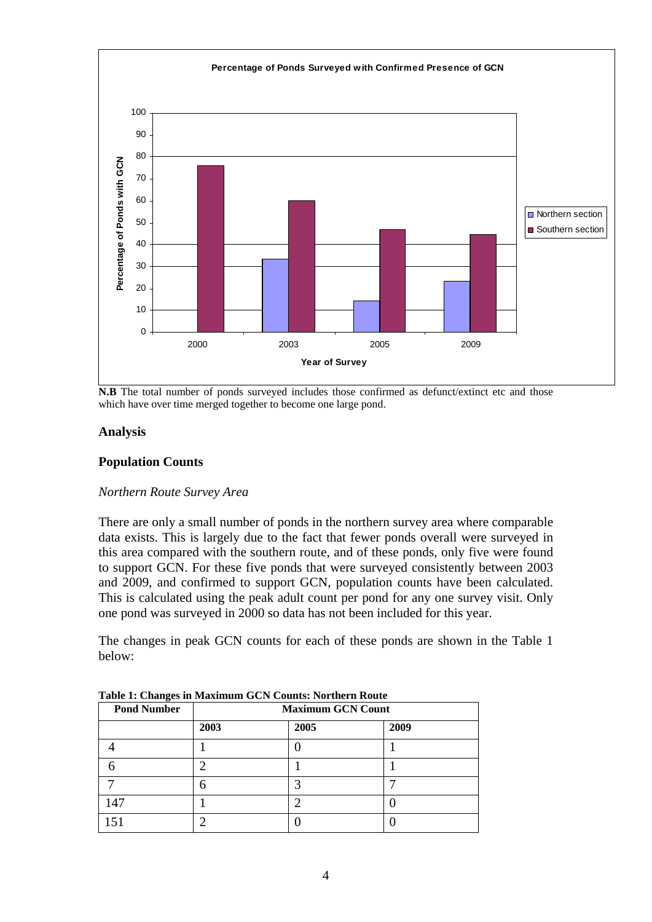**N.B** The total number of ponds surveyed includes those confirmed as defunct/extinct etc and those which have over time merged together to become one large pond.

## Analysis

## Population Counts

### *Northern Route Survey Area*

There are only a small number of ponds in the northern survey area where comparable data exists. This is largely due to the fact that fewer ponds overall were surveyed in this area compared with the southern route, and of these ponds, only five were found to support GCN. For these five ponds that were surveyed consistently between 2003 and 2009, and confirmed to support GCN, population counts have been calculated. This is calculated using the peak adult count per pond for any one survey visit. Only one pond was surveyed in 2000 so data has not been included for this year.

The changes in peak GCN counts for each of these ponds are shown in the Table 1 below:

**Table 1: Changes in Maximum GCN Counts: Northern Route**

| Pond Number | Maximum GCN Count | | |
|---|---|---|---|
| | **2003** | **2005** | **2009** |
| 4 | 1 | 0 | 1 |
| 6 | 2 | 1 | 1 |
| 7 | 6 | 3 | 7 |
| 147 | 1 | 2 | 0 |
| 151 | 2 | 0 | 0 |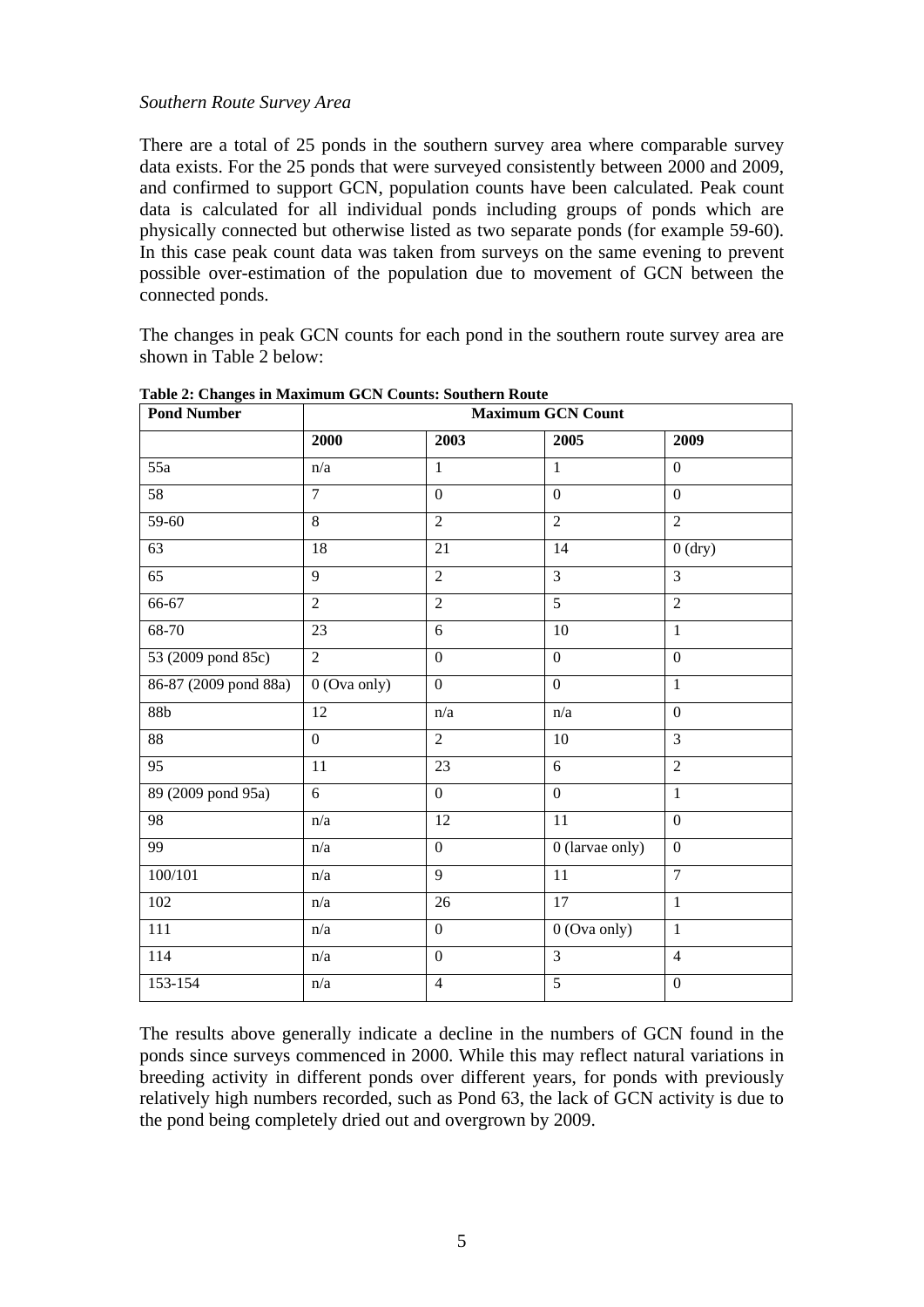*Southern Route Survey Area*

There are a total of 25 ponds in the southern survey area where comparable survey data exists. For the 25 ponds that were surveyed consistently between 2000 and 2009, and confirmed to support GCN, population counts have been calculated. Peak count data is calculated for all individual ponds including groups of ponds which are physically connected but otherwise listed as two separate ponds (for example 59-60). In this case peak count data was taken from surveys on the same evening to prevent possible over-estimation of the population due to movement of GCN between the connected ponds.

The changes in peak GCN counts for each pond in the southern route survey area are shown in Table 2 below:

**Table 2: Changes in Maximum GCN Counts: Southern Route**

| Pond Number | Maximum GCN Count | | | |
|---|---|---|---|---|
| | **2000** | **2003** | **2005** | **2009** |
| 55a | n/a | 1 | 1 | 0 |
| 58 | 7 | 0 | 0 | 0 |
| 59-60 | 8 | 2 | 2 | 2 |
| 63 | 18 | 21 | 14 | 0 (dry) |
| 65 | 9 | 2 | 3 | 3 |
| 66-67 | 2 | 2 | 5 | 2 |
| 68-70 | 23 | 6 | 10 | 1 |
| 53 (2009 pond 85c) | 2 | 0 | 0 | 0 |
| 86-87 (2009 pond 88a) | 0 (Ova only) | 0 | 0 | 1 |
| 88b | 12 | n/a | n/a | 0 |
| 88 | 0 | 2 | 10 | 3 |
| 95 | 11 | 23 | 6 | 2 |
| 89 (2009 pond 95a) | 6 | 0 | 0 | 1 |
| 98 | n/a | 12 | 11 | 0 |
| 99 | n/a | 0 | 0 (larvae only) | 0 |
| 100/101 | n/a | 9 | 11 | 7 |
| 102 | n/a | 26 | 17 | 1 |
| 111 | n/a | 0 | 0 (Ova only) | 1 |
| 114 | n/a | 0 | 3 | 4 |
| 153-154 | n/a | 4 | 5 | 0 |

The results above generally indicate a decline in the numbers of GCN found in the ponds since surveys commenced in 2000. While this may reflect natural variations in breeding activity in different ponds over different years, for ponds with previously relatively high numbers recorded, such as Pond 63, the lack of GCN activity is due to the pond being completely dried out and overgrown by 2009.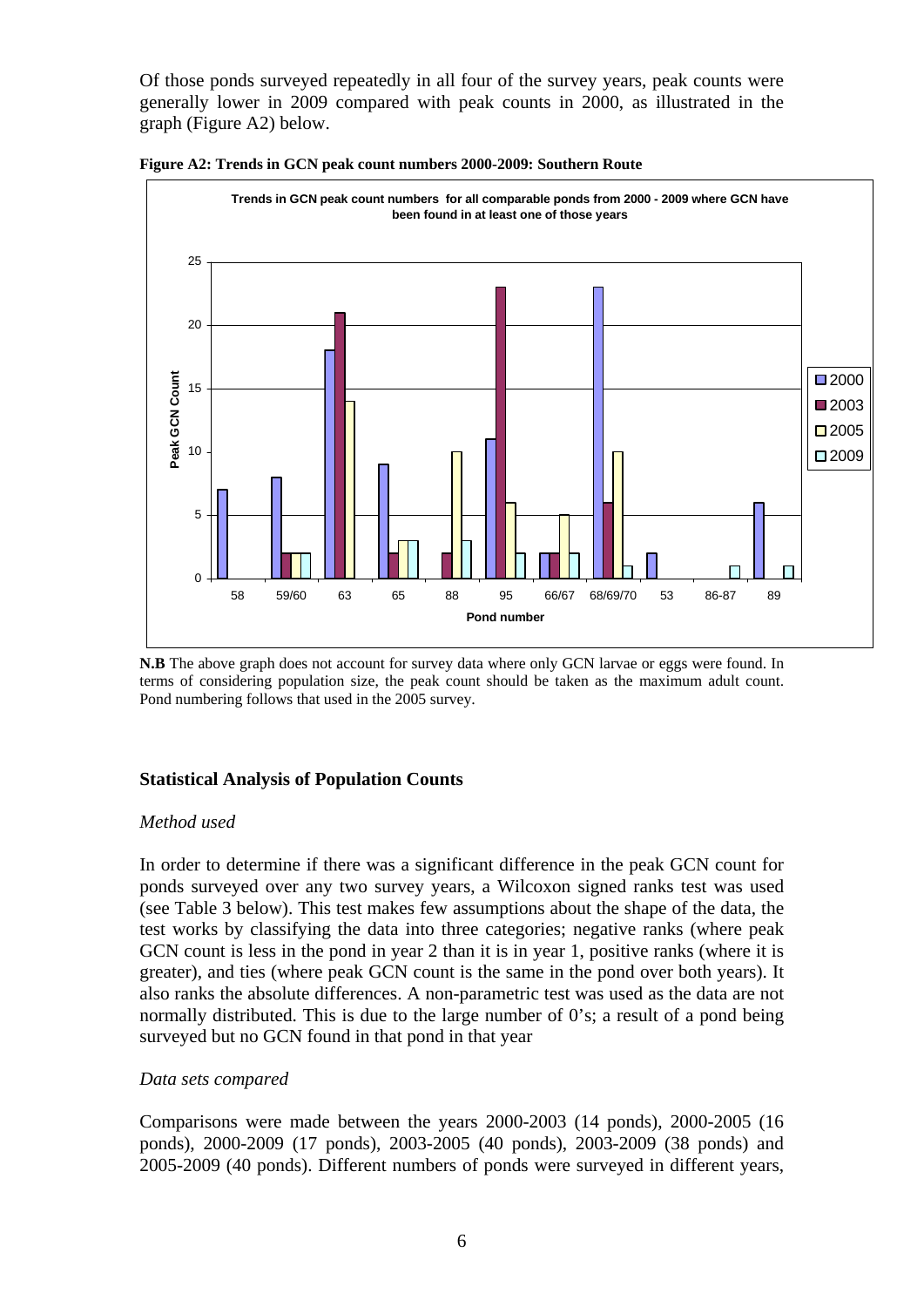Of those ponds surveyed repeatedly in all four of the survey years, peak counts were generally lower in 2009 compared with peak counts in 2000, as illustrated in the graph (Figure A2) below.

**Figure A2: Trends in GCN peak count numbers 2000-2009: Southern Route**

**N.B** The above graph does not account for survey data where only GCN larvae or eggs were found. In terms of considering population size, the peak count should be taken as the maximum adult count. Pond numbering follows that used in the 2005 survey.

### Statistical Analysis of Population Counts

*Method used*

In order to determine if there was a significant difference in the peak GCN count for ponds surveyed over any two survey years, a Wilcoxon signed ranks test was used (see Table 3 below). This test makes few assumptions about the shape of the data, the test works by classifying the data into three categories; negative ranks (where peak GCN count is less in the pond in year 2 than it is in year 1, positive ranks (where it is greater), and ties (where peak GCN count is the same in the pond over both years). It also ranks the absolute differences. A non-parametric test was used as the data are not normally distributed. This is due to the large number of 0's; a result of a pond being surveyed but no GCN found in that pond in that year

*Data sets compared*

Comparisons were made between the years 2000-2003 (14 ponds), 2000-2005 (16 ponds), 2000-2009 (17 ponds), 2003-2005 (40 ponds), 2003-2009 (38 ponds) and 2005-2009 (40 ponds). Different numbers of ponds were surveyed in different years,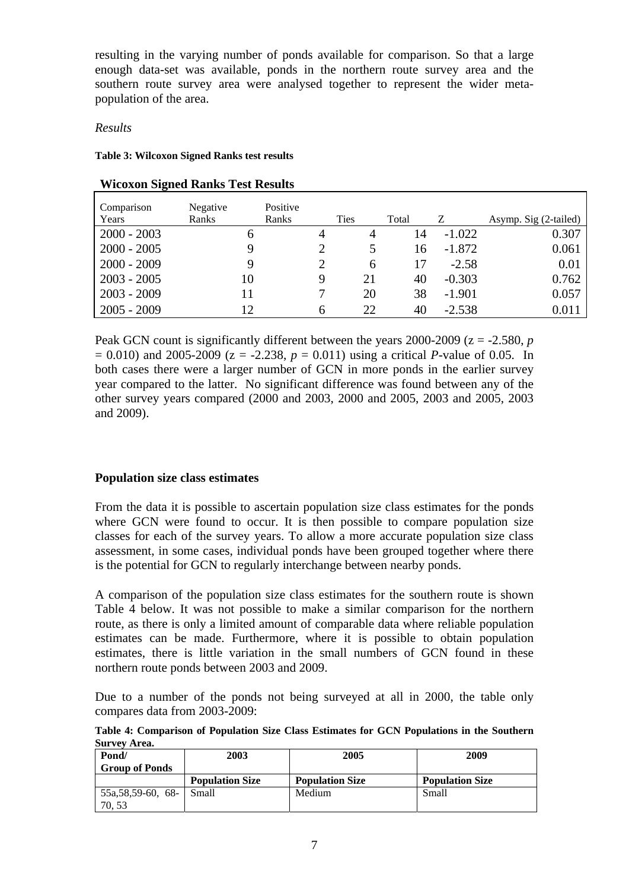resulting in the varying number of ponds available for comparison. So that a large enough data-set was available, ponds in the northern route survey area and the southern route survey area were analysed together to represent the wider meta-population of the area.

*Results*

**Table 3: Wilcoxon Signed Ranks test results**

**Wicoxon Signed Ranks Test Results**

| Comparison Years | Negative Ranks | Positive Ranks | Ties | Total | Z | Asymp. Sig (2-tailed) |
|---|---|---|---|---|---|---|
| 2000 - 2003 | 6 | 4 | 4 | 14 | -1.022 | 0.307 |
| 2000 - 2005 | 9 | 2 | 5 | 16 | -1.872 | 0.061 |
| 2000 - 2009 | 9 | 2 | 6 | 17 | -2.58 | 0.01 |
| 2003 - 2005 | 10 | 9 | 21 | 40 | -0.303 | 0.762 |
| 2003 - 2009 | 11 | 7 | 20 | 38 | -1.901 | 0.057 |
| 2005 - 2009 | 12 | 6 | 22 | 40 | -2.538 | 0.011 |

Peak GCN count is significantly different between the years 2000-2009 ($z = -2.580$, $p = 0.010$) and 2005-2009 ($z = -2.238$, $p = 0.011$) using a critical $P$-value of 0.05. In both cases there were a larger number of GCN in more ponds in the earlier survey year compared to the latter. No significant difference was found between any of the other survey years compared (2000 and 2003, 2000 and 2005, 2003 and 2005, 2003 and 2009).

### Population size class estimates

From the data it is possible to ascertain population size class estimates for the ponds where GCN were found to occur. It is then possible to compare population size classes for each of the survey years. To allow a more accurate population size class assessment, in some cases, individual ponds have been grouped together where there is the potential for GCN to regularly interchange between nearby ponds.

A comparison of the population size class estimates for the southern route is shown Table 4 below. It was not possible to make a similar comparison for the northern route, as there is only a limited amount of comparable data where reliable population estimates can be made. Furthermore, where it is possible to obtain population estimates, there is little variation in the small numbers of GCN found in these northern route ponds between 2003 and 2009.

Due to a number of the ponds not being surveyed at all in 2000, the table only compares data from 2003-2009:

**Table 4: Comparison of Population Size Class Estimates for GCN Populations in the Southern Survey Area.**

| Pond/ Group of Ponds | 2003 | 2005 | 2009 |
|---|---|---|---|
| | **Population Size** | **Population Size** | **Population Size** |
| 55a,58,59-60, 68-70, 53 | Small | Medium | Small |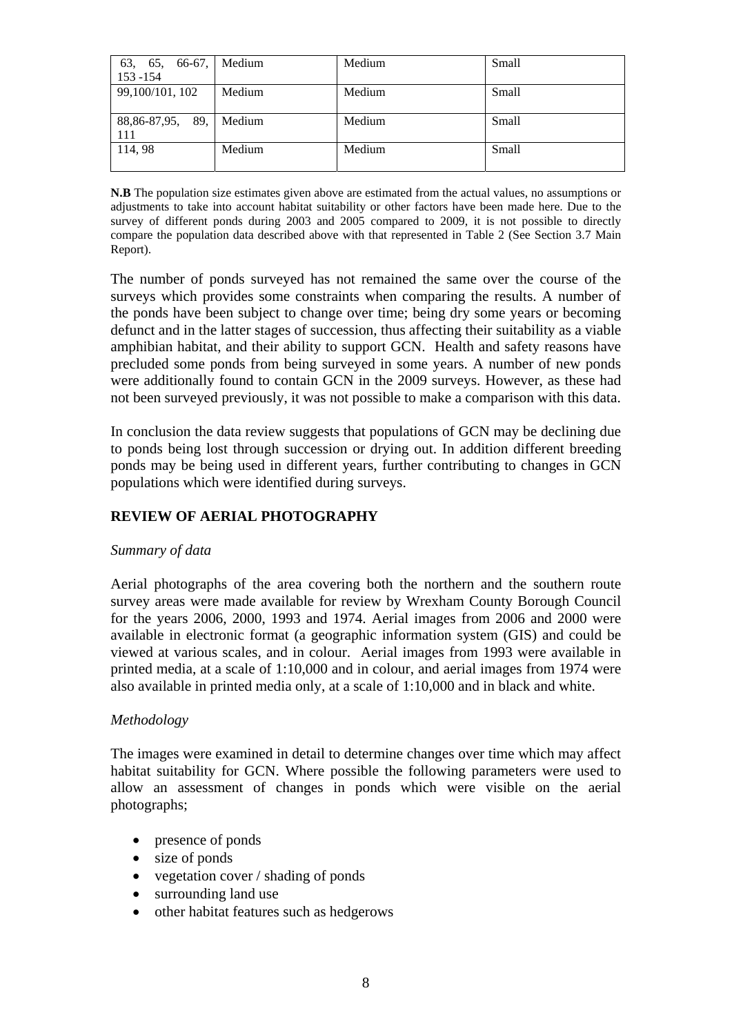| 63, 65, 66-67, 153 -154 | Medium | Medium | Small |
|---|---|---|---|
| 99,100/101, 102 | Medium | Medium | Small |
| 88,86-87,95, 89, 111 | Medium | Medium | Small |
| 114, 98 | Medium | Medium | Small |

**N.B** The population size estimates given above are estimated from the actual values, no assumptions or adjustments to take into account habitat suitability or other factors have been made here. Due to the survey of different ponds during 2003 and 2005 compared to 2009, it is not possible to directly compare the population data described above with that represented in Table 2 (See Section 3.7 Main Report).

The number of ponds surveyed has not remained the same over the course of the surveys which provides some constraints when comparing the results. A number of the ponds have been subject to change over time; being dry some years or becoming defunct and in the latter stages of succession, thus affecting their suitability as a viable amphibian habitat, and their ability to support GCN. Health and safety reasons have precluded some ponds from being surveyed in some years. A number of new ponds were additionally found to contain GCN in the 2009 surveys. However, as these had not been surveyed previously, it was not possible to make a comparison with this data.

In conclusion the data review suggests that populations of GCN may be declining due to ponds being lost through succession or drying out. In addition different breeding ponds may be being used in different years, further contributing to changes in GCN populations which were identified during surveys.

## REVIEW OF AERIAL PHOTOGRAPHY

*Summary of data*

Aerial photographs of the area covering both the northern and the southern route survey areas were made available for review by Wrexham County Borough Council for the years 2006, 2000, 1993 and 1974. Aerial images from 2006 and 2000 were available in electronic format (a geographic information system (GIS) and could be viewed at various scales, and in colour. Aerial images from 1993 were available in printed media, at a scale of 1:10,000 and in colour, and aerial images from 1974 were also available in printed media only, at a scale of 1:10,000 and in black and white.

*Methodology*

The images were examined in detail to determine changes over time which may affect habitat suitability for GCN. Where possible the following parameters were used to allow an assessment of changes in ponds which were visible on the aerial photographs;

- presence of ponds
- size of ponds
- vegetation cover / shading of ponds
- surrounding land use
- other habitat features such as hedgerows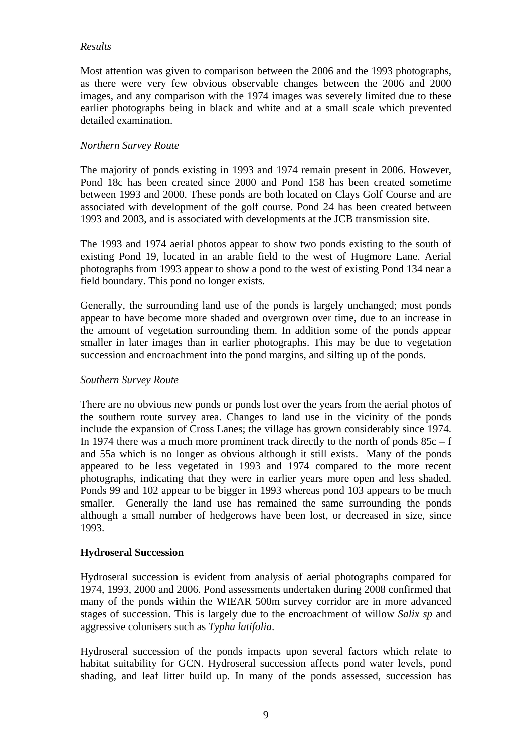*Results*

Most attention was given to comparison between the 2006 and the 1993 photographs, as there were very few obvious observable changes between the 2006 and 2000 images, and any comparison with the 1974 images was severely limited due to these earlier photographs being in black and white and at a small scale which prevented detailed examination.

*Northern Survey Route*

The majority of ponds existing in 1993 and 1974 remain present in 2006. However, Pond 18c has been created since 2000 and Pond 158 has been created sometime between 1993 and 2000. These ponds are both located on Clays Golf Course and are associated with development of the golf course. Pond 24 has been created between 1993 and 2003, and is associated with developments at the JCB transmission site.

The 1993 and 1974 aerial photos appear to show two ponds existing to the south of existing Pond 19, located in an arable field to the west of Hugmore Lane. Aerial photographs from 1993 appear to show a pond to the west of existing Pond 134 near a field boundary. This pond no longer exists.

Generally, the surrounding land use of the ponds is largely unchanged; most ponds appear to have become more shaded and overgrown over time, due to an increase in the amount of vegetation surrounding them. In addition some of the ponds appear smaller in later images than in earlier photographs. This may be due to vegetation succession and encroachment into the pond margins, and silting up of the ponds.

*Southern Survey Route*

There are no obvious new ponds or ponds lost over the years from the aerial photos of the southern route survey area. Changes to land use in the vicinity of the ponds include the expansion of Cross Lanes; the village has grown considerably since 1974. In 1974 there was a much more prominent track directly to the north of ponds 85c – f and 55a which is no longer as obvious although it still exists. Many of the ponds appeared to be less vegetated in 1993 and 1974 compared to the more recent photographs, indicating that they were in earlier years more open and less shaded. Ponds 99 and 102 appear to be bigger in 1993 whereas pond 103 appears to be much smaller. Generally the land use has remained the same surrounding the ponds although a small number of hedgerows have been lost, or decreased in size, since 1993.

**Hydroseral Succession**

Hydroseral succession is evident from analysis of aerial photographs compared for 1974, 1993, 2000 and 2006. Pond assessments undertaken during 2008 confirmed that many of the ponds within the WIEAR 500m survey corridor are in more advanced stages of succession. This is largely due to the encroachment of willow *Salix sp* and aggressive colonisers such as *Typha latifolia*.

Hydroseral succession of the ponds impacts upon several factors which relate to habitat suitability for GCN. Hydroseral succession affects pond water levels, pond shading, and leaf litter build up. In many of the ponds assessed, succession has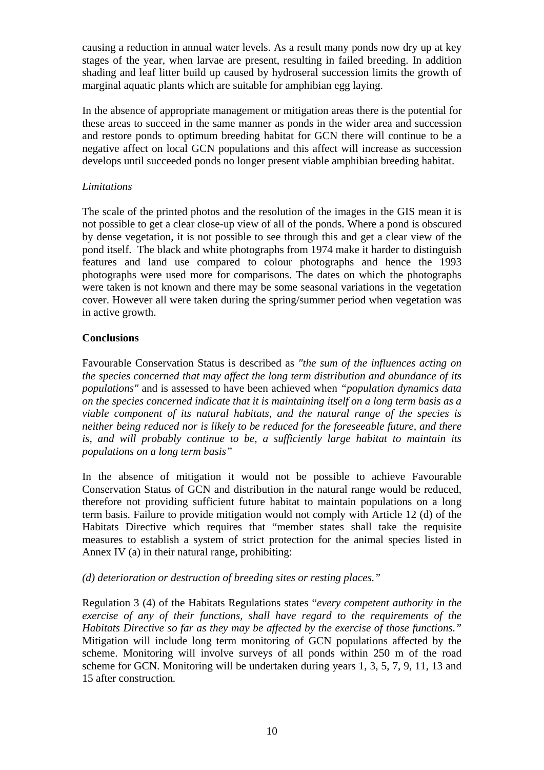causing a reduction in annual water levels. As a result many ponds now dry up at key stages of the year, when larvae are present, resulting in failed breeding. In addition shading and leaf litter build up caused by hydroseral succession limits the growth of marginal aquatic plants which are suitable for amphibian egg laying.

In the absence of appropriate management or mitigation areas there is the potential for these areas to succeed in the same manner as ponds in the wider area and succession and restore ponds to optimum breeding habitat for GCN there will continue to be a negative affect on local GCN populations and this affect will increase as succession develops until succeeded ponds no longer present viable amphibian breeding habitat.

*Limitations*

The scale of the printed photos and the resolution of the images in the GIS mean it is not possible to get a clear close-up view of all of the ponds. Where a pond is obscured by dense vegetation, it is not possible to see through this and get a clear view of the pond itself. The black and white photographs from 1974 make it harder to distinguish features and land use compared to colour photographs and hence the 1993 photographs were used more for comparisons. The dates on which the photographs were taken is not known and there may be some seasonal variations in the vegetation cover. However all were taken during the spring/summer period when vegetation was in active growth.

**Conclusions**

Favourable Conservation Status is described as *"the sum of the influences acting on the species concerned that may affect the long term distribution and abundance of its populations"* and is assessed to have been achieved when *"population dynamics data on the species concerned indicate that it is maintaining itself on a long term basis as a viable component of its natural habitats, and the natural range of the species is neither being reduced nor is likely to be reduced for the foreseeable future, and there is, and will probably continue to be, a sufficiently large habitat to maintain its populations on a long term basis"*

In the absence of mitigation it would not be possible to achieve Favourable Conservation Status of GCN and distribution in the natural range would be reduced, therefore not providing sufficient future habitat to maintain populations on a long term basis. Failure to provide mitigation would not comply with Article 12 (d) of the Habitats Directive which requires that "member states shall take the requisite measures to establish a system of strict protection for the animal species listed in Annex IV (a) in their natural range, prohibiting:

*(d) deterioration or destruction of breeding sites or resting places."*

Regulation 3 (4) of the Habitats Regulations states "*every competent authority in the exercise of any of their functions, shall have regard to the requirements of the Habitats Directive so far as they may be affected by the exercise of those functions."* Mitigation will include long term monitoring of GCN populations affected by the scheme. Monitoring will involve surveys of all ponds within 250 m of the road scheme for GCN. Monitoring will be undertaken during years 1, 3, 5, 7, 9, 11, 13 and 15 after construction.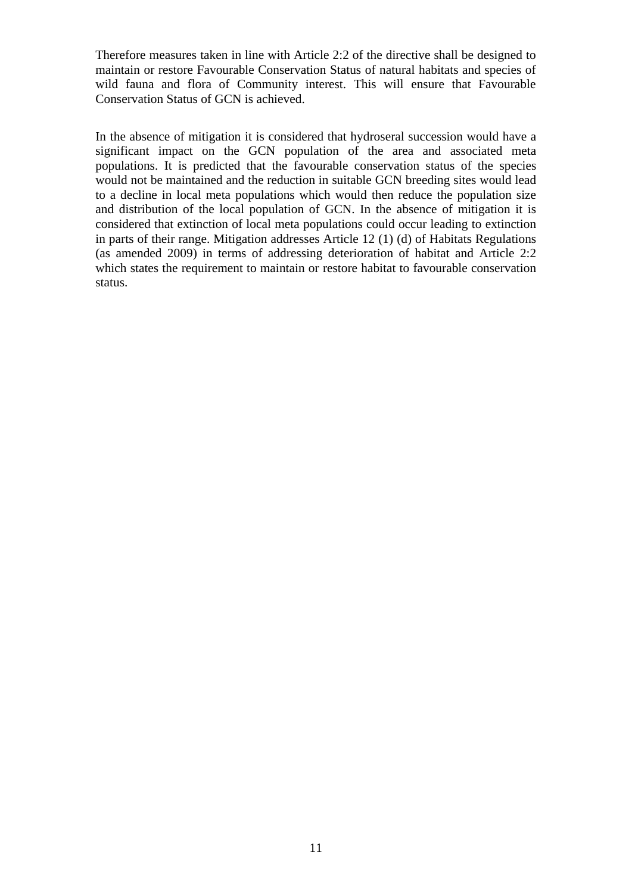Therefore measures taken in line with Article 2:2 of the directive shall be designed to maintain or restore Favourable Conservation Status of natural habitats and species of wild fauna and flora of Community interest. This will ensure that Favourable Conservation Status of GCN is achieved.

In the absence of mitigation it is considered that hydroseral succession would have a significant impact on the GCN population of the area and associated meta populations. It is predicted that the favourable conservation status of the species would not be maintained and the reduction in suitable GCN breeding sites would lead to a decline in local meta populations which would then reduce the population size and distribution of the local population of GCN. In the absence of mitigation it is considered that extinction of local meta populations could occur leading to extinction in parts of their range. Mitigation addresses Article 12 (1) (d) of Habitats Regulations (as amended 2009) in terms of addressing deterioration of habitat and Article 2:2 which states the requirement to maintain or restore habitat to favourable conservation status.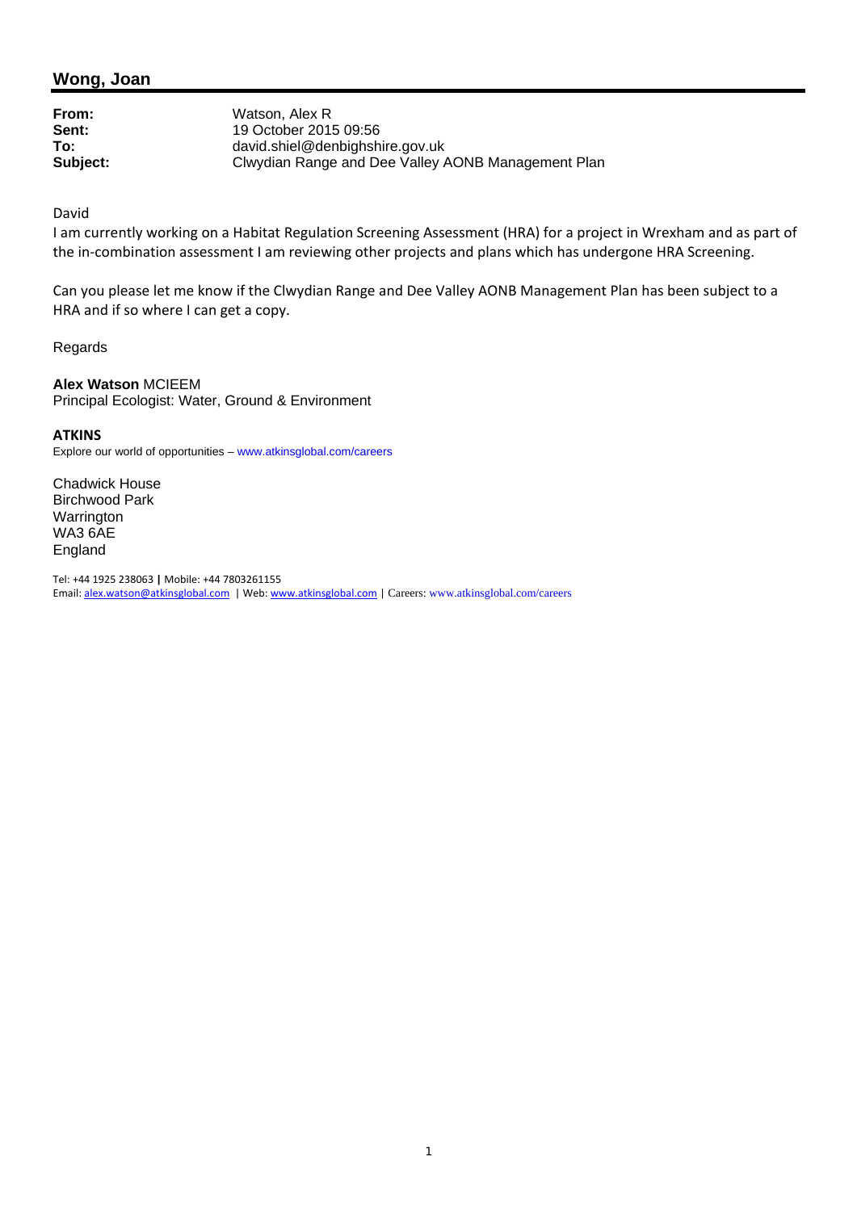## Wong, Joan

**From:** Watson, Alex R
**Sent:** 19 October 2015 09:56
**To:** david.shiel@denbighshire.gov.uk
**Subject:** Clwydian Range and Dee Valley AONB Management Plan

David

I am currently working on a Habitat Regulation Screening Assessment (HRA) for a project in Wrexham and as part of the in-combination assessment I am reviewing other projects and plans which has undergone HRA Screening.

Can you please let me know if the Clwydian Range and Dee Valley AONB Management Plan has been subject to a HRA and if so where I can get a copy.

Regards

**Alex Watson** MCIEEM
Principal Ecologist: Water, Ground & Environment

**ATKINS**
Explore our world of opportunities – www.atkinsglobal.com/careers

Chadwick House
Birchwood Park
Warrington
WA3 6AE
England

Tel: +44 1925 238063 | Mobile: +44 7803261155
Email: alex.watson@atkinsglobal.com | Web: www.atkinsglobal.com | Careers: www.atkinsglobal.com/careers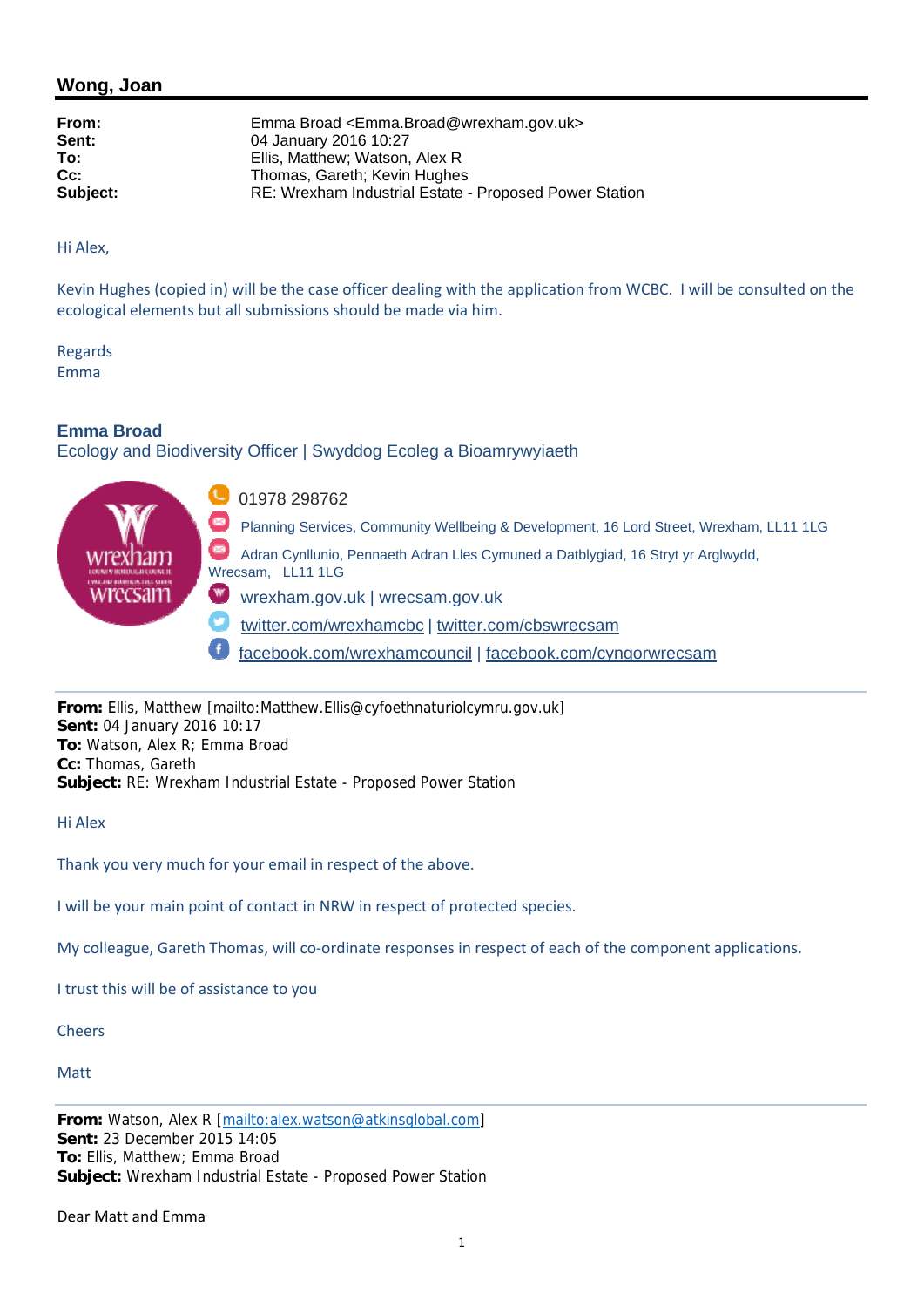## Wong, Joan

| | |
|---|---|
| **From:** | Emma Broad <Emma.Broad@wrexham.gov.uk> |
| **Sent:** | 04 January 2016 10:27 |
| **To:** | Ellis, Matthew; Watson, Alex R |
| **Cc:** | Thomas, Gareth; Kevin Hughes |
| **Subject:** | RE: Wrexham Industrial Estate - Proposed Power Station |

Hi Alex,

Kevin Hughes (copied in) will be the case officer dealing with the application from WCBC. I will be consulted on the ecological elements but all submissions should be made via him.

Regards
Emma

**Emma Broad**
Ecology and Biodiversity Officer | Swyddog Ecoleg a Bioamrywyiaeth

01978 298762
Planning Services, Community Wellbeing & Development, 16 Lord Street, Wrexham, LL11 1LG
Adran Cynllunio, Pennaeth Adran Lles Cymuned a Datblygiad, 16 Stryt yr Arglwydd, Wrecsam, LL11 1LG
wrexham.gov.uk | wrecsam.gov.uk
twitter.com/wrexhamcbc | twitter.com/cbswrecsam
facebook.com/wrexhamcouncil | facebook.com/cyngorwrecsam

---

**From:** Ellis, Matthew [mailto:Matthew.Ellis@cyfoethnaturiolcymru.gov.uk]
**Sent:** 04 January 2016 10:17
**To:** Watson, Alex R; Emma Broad
**Cc:** Thomas, Gareth
**Subject:** RE: Wrexham Industrial Estate - Proposed Power Station

Hi Alex

Thank you very much for your email in respect of the above.

I will be your main point of contact in NRW in respect of protected species.

My colleague, Gareth Thomas, will co-ordinate responses in respect of each of the component applications.

I trust this will be of assistance to you

Cheers

Matt

---

**From:** Watson, Alex R [mailto:alex.watson@atkinsglobal.com]
**Sent:** 23 December 2015 14:05
**To:** Ellis, Matthew; Emma Broad
**Subject:** Wrexham Industrial Estate - Proposed Power Station

Dear Matt and Emma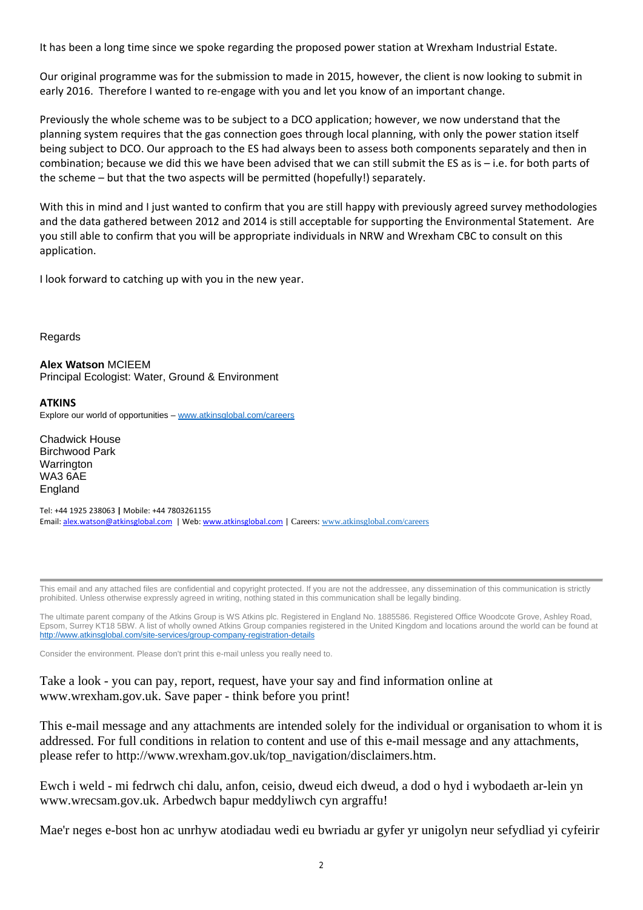It has been a long time since we spoke regarding the proposed power station at Wrexham Industrial Estate.

Our original programme was for the submission to made in 2015, however, the client is now looking to submit in early 2016. Therefore I wanted to re-engage with you and let you know of an important change.

Previously the whole scheme was to be subject to a DCO application; however, we now understand that the planning system requires that the gas connection goes through local planning, with only the power station itself being subject to DCO. Our approach to the ES had always been to assess both components separately and then in combination; because we did this we have been advised that we can still submit the ES as is – i.e. for both parts of the scheme – but that the two aspects will be permitted (hopefully!) separately.

With this in mind and I just wanted to confirm that you are still happy with previously agreed survey methodologies and the data gathered between 2012 and 2014 is still acceptable for supporting the Environmental Statement. Are you still able to confirm that you will be appropriate individuals in NRW and Wrexham CBC to consult on this application.

I look forward to catching up with you in the new year.

Regards

**Alex Watson** MCIEEM
Principal Ecologist: Water, Ground & Environment

**ATKINS**
Explore our world of opportunities – www.atkinsglobal.com/careers

Chadwick House
Birchwood Park
Warrington
WA3 6AE
England

Tel: +44 1925 238063 | Mobile: +44 7803261155
Email: alex.watson@atkinsglobal.com | Web: www.atkinsglobal.com | Careers: www.atkinsglobal.com/careers

---

This email and any attached files are confidential and copyright protected. If you are not the addressee, any dissemination of this communication is strictly prohibited. Unless otherwise expressly agreed in writing, nothing stated in this communication shall be legally binding.

The ultimate parent company of the Atkins Group is WS Atkins plc. Registered in England No. 1885586. Registered Office Woodcote Grove, Ashley Road, Epsom, Surrey KT18 5BW. A list of wholly owned Atkins Group companies registered in the United Kingdom and locations around the world can be found at http://www.atkinsglobal.com/site-services/group-company-registration-details

Consider the environment. Please don't print this e-mail unless you really need to.

Take a look - you can pay, report, request, have your say and find information online at www.wrexham.gov.uk. Save paper - think before you print!

This e-mail message and any attachments are intended solely for the individual or organisation to whom it is addressed. For full conditions in relation to content and use of this e-mail message and any attachments, please refer to http://www.wrexham.gov.uk/top_navigation/disclaimers.htm.

Ewch i weld - mi fedrwch chi dalu, anfon, ceisio, dweud eich dweud, a dod o hyd i wybodaeth ar-lein yn www.wrecsam.gov.uk. Arbedwch bapur meddyliwch cyn argraffu!

Mae'r neges e-bost hon ac unrhyw atodiadau wedi eu bwriadu ar gyfer yr unigolyn neur sefydliad yi cyfeirir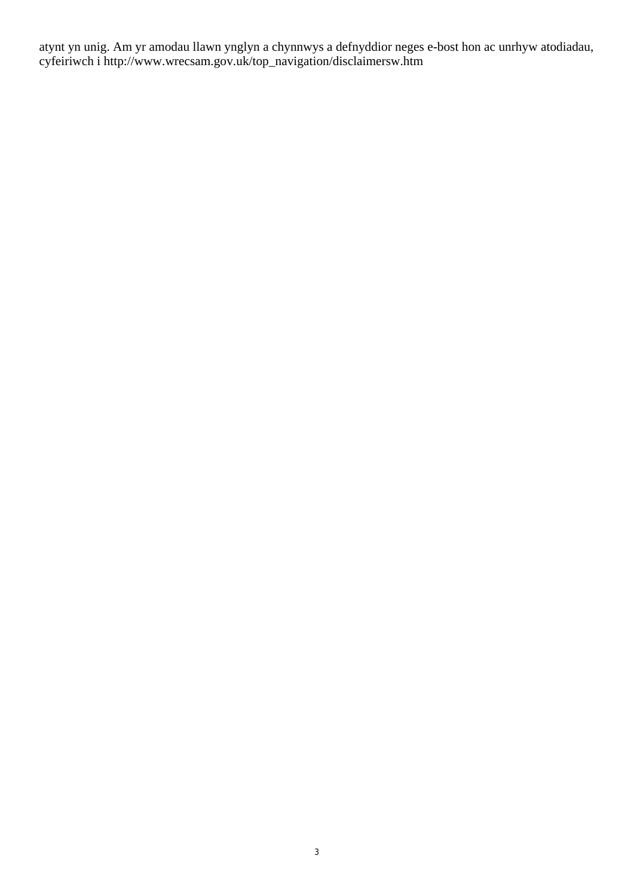atynt yn unig. Am yr amodau llawn ynglyn a chynnwys a defnyddior neges e-bost hon ac unrhyw atodiadau, cyfeiriwch i http://www.wrecsam.gov.uk/top_navigation/disclaimersw.htm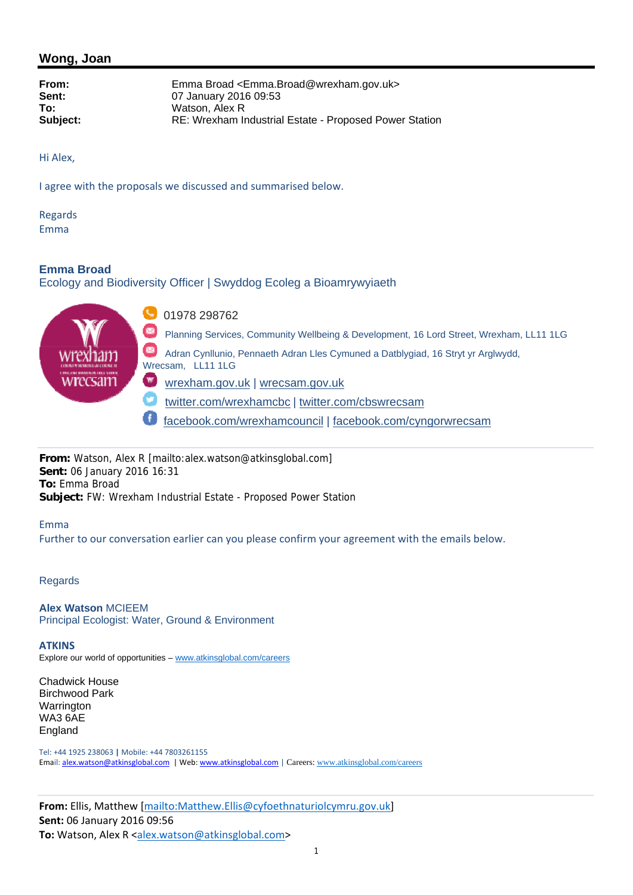## Wong, Joan

**From:** Emma Broad <Emma.Broad@wrexham.gov.uk>
**Sent:** 07 January 2016 09:53
**To:** Watson, Alex R
**Subject:** RE: Wrexham Industrial Estate - Proposed Power Station

Hi Alex,

I agree with the proposals we discussed and summarised below.

Regards
Emma

**Emma Broad**
Ecology and Biodiversity Officer | Swyddog Ecoleg a Bioamrywyiaeth

01978 298762
Planning Services, Community Wellbeing & Development, 16 Lord Street, Wrexham, LL11 1LG
Adran Cynllunio, Pennaeth Adran Lles Cymuned a Datblygiad, 16 Stryt yr Arglwydd, Wrecsam, LL11 1LG
wrexham.gov.uk | wrecsam.gov.uk
twitter.com/wrexhamcbc | twitter.com/cbswrecsam
facebook.com/wrexhamcouncil | facebook.com/cyngorwrecsam

---

**From:** Watson, Alex R [mailto:alex.watson@atkinsglobal.com]
**Sent:** 06 January 2016 16:31
**To:** Emma Broad
**Subject:** FW: Wrexham Industrial Estate - Proposed Power Station

Emma
Further to our conversation earlier can you please confirm your agreement with the emails below.

Regards

**Alex Watson** MCIEEM
Principal Ecologist: Water, Ground & Environment

**ATKINS**
Explore our world of opportunities – www.atkinsglobal.com/careers

Chadwick House
Birchwood Park
Warrington
WA3 6AE
England

Tel: +44 1925 238063 | Mobile: +44 7803261155
Email: alex.watson@atkinsglobal.com | Web: www.atkinsglobal.com | Careers: www.atkinsglobal.com/careers

---

**From:** Ellis, Matthew [mailto:Matthew.Ellis@cyfoethnaturiolcymru.gov.uk]
**Sent:** 06 January 2016 09:56
**To:** Watson, Alex R <alex.watson@atkinsglobal.com>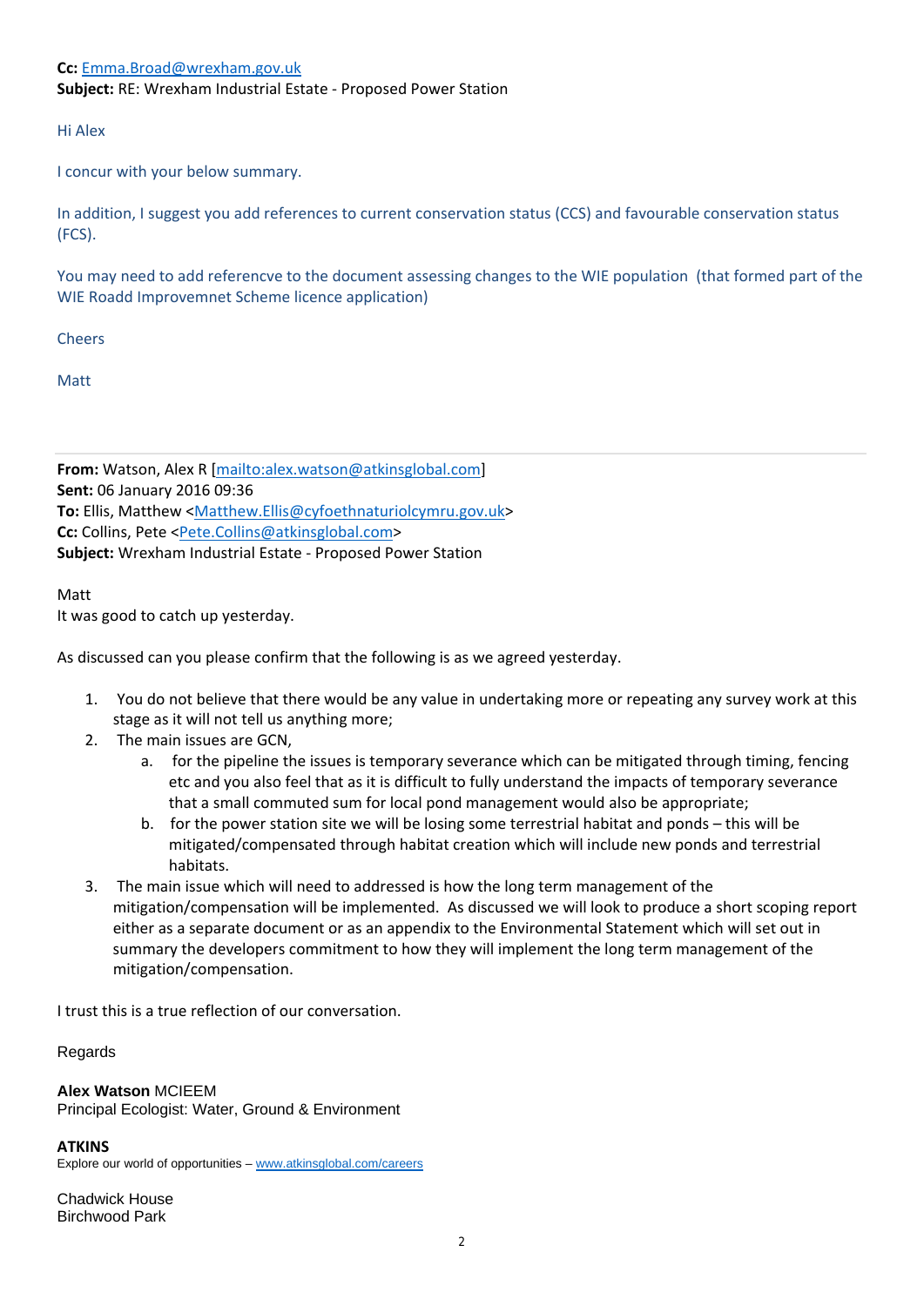**Cc:** Emma.Broad@wrexham.gov.uk
**Subject:** RE: Wrexham Industrial Estate - Proposed Power Station

Hi Alex

I concur with your below summary.

In addition, I suggest you add references to current conservation status (CCS) and favourable conservation status (FCS).

You may need to add referencve to the document assessing changes to the WIE population (that formed part of the WIE Roadd Improvemnet Scheme licence application)

Cheers

Matt

---

**From:** Watson, Alex R [mailto:alex.watson@atkinsglobal.com]
**Sent:** 06 January 2016 09:36
**To:** Ellis, Matthew <Matthew.Ellis@cyfoethnaturiolcymru.gov.uk>
**Cc:** Collins, Pete <Pete.Collins@atkinsglobal.com>
**Subject:** Wrexham Industrial Estate - Proposed Power Station

Matt
It was good to catch up yesterday.

As discussed can you please confirm that the following is as we agreed yesterday.

1. You do not believe that there would be any value in undertaking more or repeating any survey work at this stage as it will not tell us anything more;
2. The main issues are GCN,
   a. for the pipeline the issues is temporary severance which can be mitigated through timing, fencing etc and you also feel that as it is difficult to fully understand the impacts of temporary severance that a small commuted sum for local pond management would also be appropriate;
   b. for the power station site we will be losing some terrestrial habitat and ponds – this will be mitigated/compensated through habitat creation which will include new ponds and terrestrial habitats.
3. The main issue which will need to addressed is how the long term management of the mitigation/compensation will be implemented. As discussed we will look to produce a short scoping report either as a separate document or as an appendix to the Environmental Statement which will set out in summary the developers commitment to how they will implement the long term management of the mitigation/compensation.

I trust this is a true reflection of our conversation.

Regards

**Alex Watson** MCIEEM
Principal Ecologist: Water, Ground & Environment

**ATKINS**
Explore our world of opportunities – www.atkinsglobal.com/careers

Chadwick House
Birchwood Park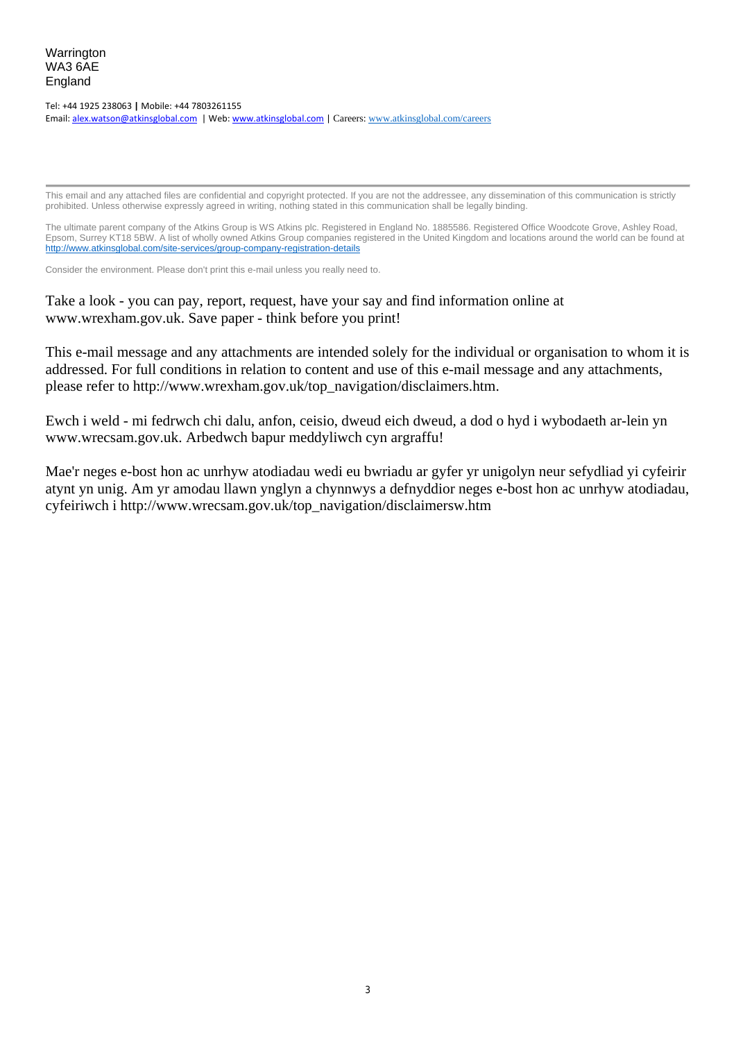Warrington
WA3 6AE
England

Tel: +44 1925 238063 | Mobile: +44 7803261155
Email: alex.watson@atkinsglobal.com | Web: www.atkinsglobal.com | Careers: www.atkinsglobal.com/careers

---

This email and any attached files are confidential and copyright protected. If you are not the addressee, any dissemination of this communication is strictly prohibited. Unless otherwise expressly agreed in writing, nothing stated in this communication shall be legally binding.

The ultimate parent company of the Atkins Group is WS Atkins plc. Registered in England No. 1885586. Registered Office Woodcote Grove, Ashley Road, Epsom, Surrey KT18 5BW. A list of wholly owned Atkins Group companies registered in the United Kingdom and locations around the world can be found at http://www.atkinsglobal.com/site-services/group-company-registration-details

Consider the environment. Please don't print this e-mail unless you really need to.

Take a look - you can pay, report, request, have your say and find information online at www.wrexham.gov.uk. Save paper - think before you print!

This e-mail message and any attachments are intended solely for the individual or organisation to whom it is addressed. For full conditions in relation to content and use of this e-mail message and any attachments, please refer to http://www.wrexham.gov.uk/top_navigation/disclaimers.htm.

Ewch i weld - mi fedrwch chi dalu, anfon, ceisio, dweud eich dweud, a dod o hyd i wybodaeth ar-lein yn www.wrecsam.gov.uk. Arbedwch bapur meddyliwch cyn argraffu!

Mae'r neges e-bost hon ac unrhyw atodiadau wedi eu bwriadu ar gyfer yr unigolyn neur sefydliad yi cyfeirir atynt yn unig. Am yr amodau llawn ynglyn a chynnwys a defnyddior neges e-bost hon ac unrhyw atodiadau, cyfeiriwch i http://www.wrecsam.gov.uk/top_navigation/disclaimersw.htm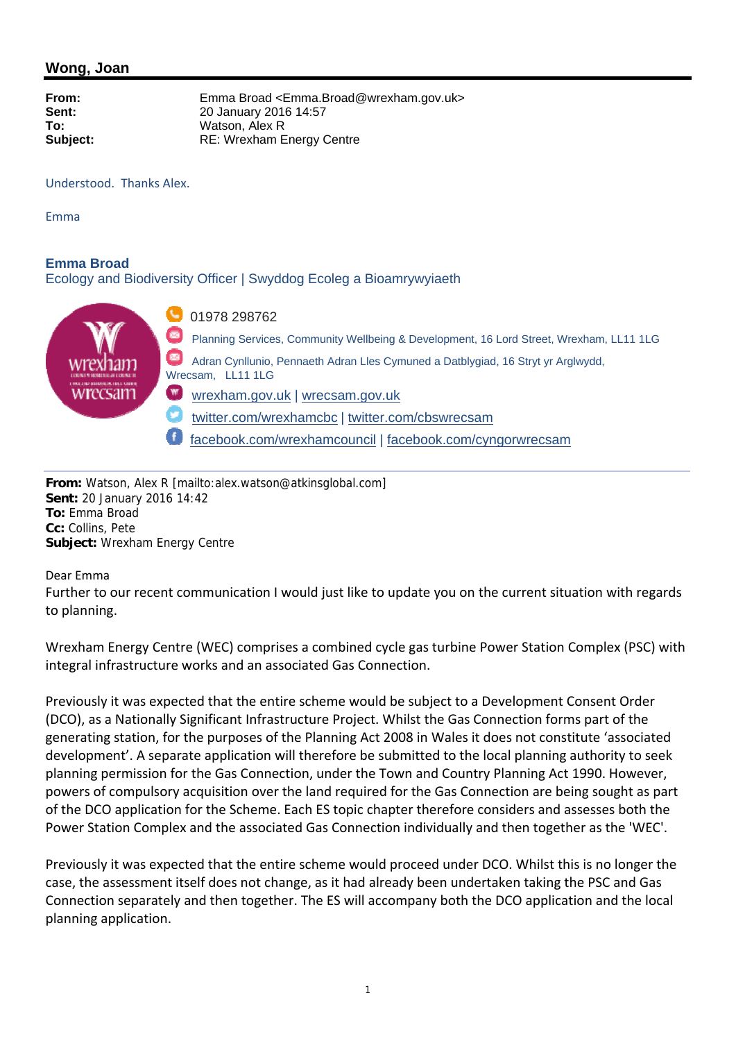## Wong, Joan

**From:** Emma Broad <Emma.Broad@wrexham.gov.uk>
**Sent:** 20 January 2016 14:57
**To:** Watson, Alex R
**Subject:** RE: Wrexham Energy Centre

Understood. Thanks Alex.

Emma

**Emma Broad**
Ecology and Biodiversity Officer | Swyddog Ecoleg a Bioamrywyiaeth

01978 298762
Planning Services, Community Wellbeing & Development, 16 Lord Street, Wrexham, LL11 1LG
Adran Cynllunio, Pennaeth Adran Lles Cymuned a Datblygiad, 16 Stryt yr Arglwydd, Wrecsam, LL11 1LG
wrexham.gov.uk | wrecsam.gov.uk
twitter.com/wrexhamcbc | twitter.com/cbswrecsam
facebook.com/wrexhamcouncil | facebook.com/cyngorwrecsam

---

**From:** Watson, Alex R [mailto:alex.watson@atkinsglobal.com]
**Sent:** 20 January 2016 14:42
**To:** Emma Broad
**Cc:** Collins, Pete
**Subject:** Wrexham Energy Centre

Dear Emma
Further to our recent communication I would just like to update you on the current situation with regards to planning.

Wrexham Energy Centre (WEC) comprises a combined cycle gas turbine Power Station Complex (PSC) with integral infrastructure works and an associated Gas Connection.

Previously it was expected that the entire scheme would be subject to a Development Consent Order (DCO), as a Nationally Significant Infrastructure Project. Whilst the Gas Connection forms part of the generating station, for the purposes of the Planning Act 2008 in Wales it does not constitute 'associated development'. A separate application will therefore be submitted to the local planning authority to seek planning permission for the Gas Connection, under the Town and Country Planning Act 1990. However, powers of compulsory acquisition over the land required for the Gas Connection are being sought as part of the DCO application for the Scheme. Each ES topic chapter therefore considers and assesses both the Power Station Complex and the associated Gas Connection individually and then together as the 'WEC'.

Previously it was expected that the entire scheme would proceed under DCO. Whilst this is no longer the case, the assessment itself does not change, as it had already been undertaken taking the PSC and Gas Connection separately and then together. The ES will accompany both the DCO application and the local planning application.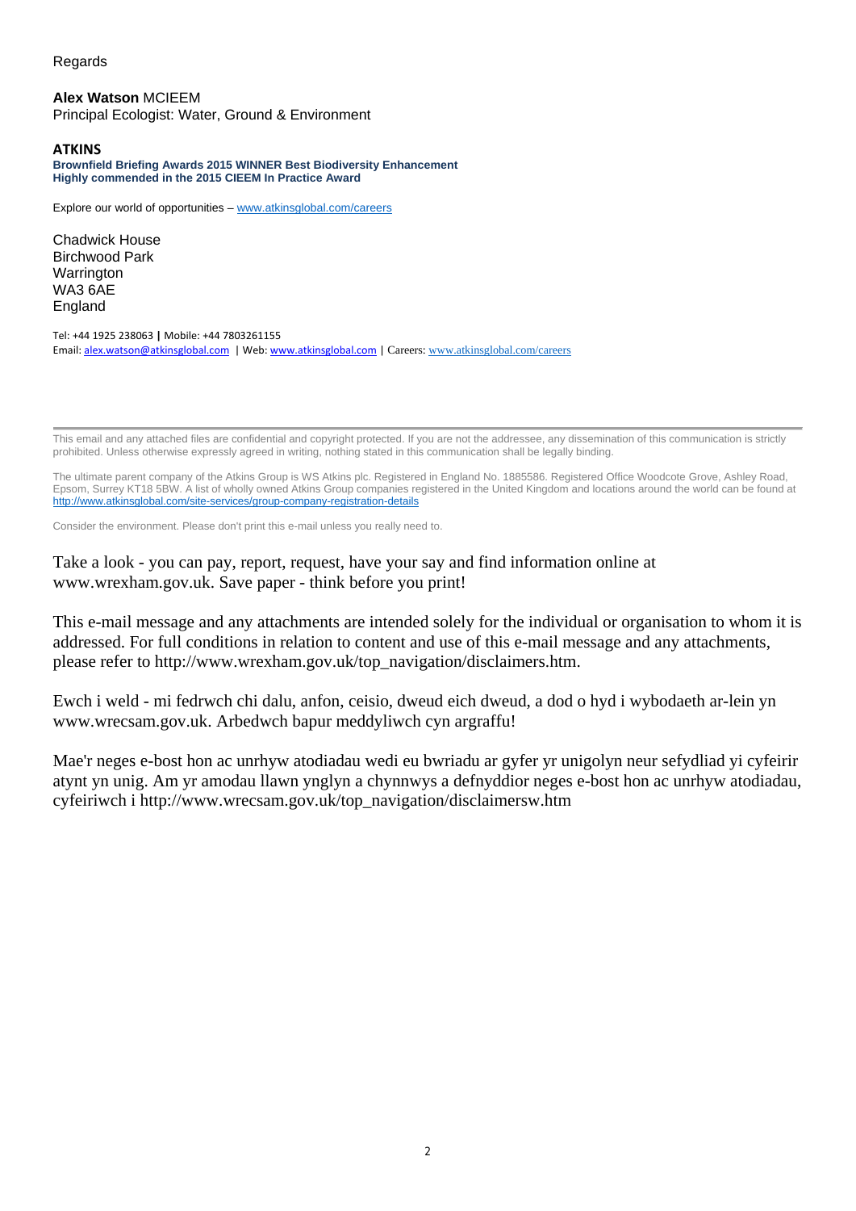Regards

**Alex Watson** MCIEEM
Principal Ecologist: Water, Ground & Environment

**ATKINS**
**Brownfield Briefing Awards 2015 WINNER Best Biodiversity Enhancement**
**Highly commended in the 2015 CIEEM In Practice Award**

Explore our world of opportunities – www.atkinsglobal.com/careers

Chadwick House
Birchwood Park
Warrington
WA3 6AE
England

Tel: +44 1925 238063 **|** Mobile: +44 7803261155
Email: alex.watson@atkinsglobal.com | Web: www.atkinsglobal.com | Careers: www.atkinsglobal.com/careers

---

This email and any attached files are confidential and copyright protected. If you are not the addressee, any dissemination of this communication is strictly prohibited. Unless otherwise expressly agreed in writing, nothing stated in this communication shall be legally binding.

The ultimate parent company of the Atkins Group is WS Atkins plc. Registered in England No. 1885586. Registered Office Woodcote Grove, Ashley Road, Epsom, Surrey KT18 5BW. A list of wholly owned Atkins Group companies registered in the United Kingdom and locations around the world can be found at http://www.atkinsglobal.com/site-services/group-company-registration-details

Consider the environment. Please don't print this e-mail unless you really need to.

Take a look - you can pay, report, request, have your say and find information online at www.wrexham.gov.uk. Save paper - think before you print!

This e-mail message and any attachments are intended solely for the individual or organisation to whom it is addressed. For full conditions in relation to content and use of this e-mail message and any attachments, please refer to http://www.wrexham.gov.uk/top_navigation/disclaimers.htm.

Ewch i weld - mi fedrwch chi dalu, anfon, ceisio, dweud eich dweud, a dod o hyd i wybodaeth ar-lein yn www.wrecsam.gov.uk. Arbedwch bapur meddyliwch cyn argraffu!

Mae'r neges e-bost hon ac unrhyw atodiadau wedi eu bwriadu ar gyfer yr unigolyn neur sefydliad yi cyfeirir atynt yn unig. Am yr amodau llawn ynglyn a chynnwys a defnyddior neges e-bost hon ac unrhyw atodiadau, cyfeiriwch i http://www.wrecsam.gov.uk/top_navigation/disclaimersw.htm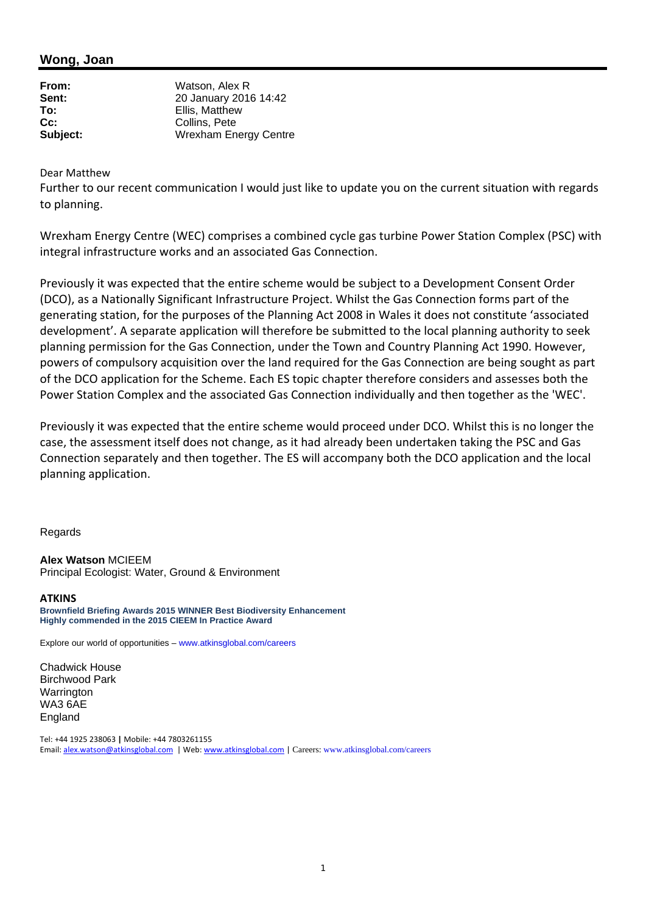## Wong, Joan

| | |
|---|---|
| **From:** | Watson, Alex R |
| **Sent:** | 20 January 2016 14:42 |
| **To:** | Ellis, Matthew |
| **Cc:** | Collins, Pete |
| **Subject:** | Wrexham Energy Centre |

Dear Matthew

Further to our recent communication I would just like to update you on the current situation with regards to planning.

Wrexham Energy Centre (WEC) comprises a combined cycle gas turbine Power Station Complex (PSC) with integral infrastructure works and an associated Gas Connection.

Previously it was expected that the entire scheme would be subject to a Development Consent Order (DCO), as a Nationally Significant Infrastructure Project. Whilst the Gas Connection forms part of the generating station, for the purposes of the Planning Act 2008 in Wales it does not constitute 'associated development'. A separate application will therefore be submitted to the local planning authority to seek planning permission for the Gas Connection, under the Town and Country Planning Act 1990. However, powers of compulsory acquisition over the land required for the Gas Connection are being sought as part of the DCO application for the Scheme. Each ES topic chapter therefore considers and assesses both the Power Station Complex and the associated Gas Connection individually and then together as the 'WEC'.

Previously it was expected that the entire scheme would proceed under DCO. Whilst this is no longer the case, the assessment itself does not change, as it had already been undertaken taking the PSC and Gas Connection separately and then together. The ES will accompany both the DCO application and the local planning application.

Regards

**Alex Watson** MCIEEM
Principal Ecologist: Water, Ground & Environment

**ATKINS**
**Brownfield Briefing Awards 2015 WINNER Best Biodiversity Enhancement**
**Highly commended in the 2015 CIEEM In Practice Award**

Explore our world of opportunities – www.atkinsglobal.com/careers

Chadwick House
Birchwood Park
Warrington
WA3 6AE
England

Tel: +44 1925 238063 | Mobile: +44 7803261155
Email: alex.watson@atkinsglobal.com | Web: www.atkinsglobal.com | Careers: www.atkinsglobal.com/careers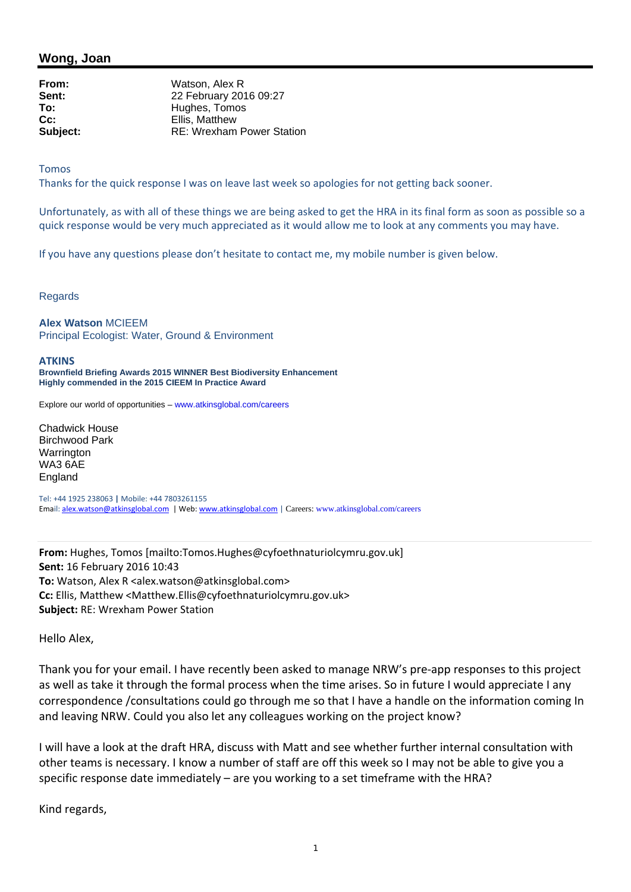## Wong, Joan

| | |
|---|---|
| **From:** | Watson, Alex R |
| **Sent:** | 22 February 2016 09:27 |
| **To:** | Hughes, Tomos |
| **Cc:** | Ellis, Matthew |
| **Subject:** | RE: Wrexham Power Station |

Tomos

Thanks for the quick response I was on leave last week so apologies for not getting back sooner.

Unfortunately, as with all of these things we are being asked to get the HRA in its final form as soon as possible so a quick response would be very much appreciated as it would allow me to look at any comments you may have.

If you have any questions please don't hesitate to contact me, my mobile number is given below.

Regards

**Alex Watson** MCIEEM
Principal Ecologist: Water, Ground & Environment

**ATKINS**
**Brownfield Briefing Awards 2015 WINNER Best Biodiversity Enhancement**
**Highly commended in the 2015 CIEEM In Practice Award**

Explore our world of opportunities – www.atkinsglobal.com/careers

Chadwick House
Birchwood Park
Warrington
WA3 6AE
England

Tel: +44 1925 238063 | Mobile: +44 7803261155
Email: alex.watson@atkinsglobal.com | Web: www.atkinsglobal.com | Careers: www.atkinsglobal.com/careers

---

**From:** Hughes, Tomos [mailto:Tomos.Hughes@cyfoethnaturiolcymru.gov.uk]
**Sent:** 16 February 2016 10:43
**To:** Watson, Alex R <alex.watson@atkinsglobal.com>
**Cc:** Ellis, Matthew <Matthew.Ellis@cyfoethnaturiolcymru.gov.uk>
**Subject:** RE: Wrexham Power Station

Hello Alex,

Thank you for your email. I have recently been asked to manage NRW's pre-app responses to this project as well as take it through the formal process when the time arises. So in future I would appreciate I any correspondence /consultations could go through me so that I have a handle on the information coming In and leaving NRW. Could you also let any colleagues working on the project know?

I will have a look at the draft HRA, discuss with Matt and see whether further internal consultation with other teams is necessary. I know a number of staff are off this week so I may not be able to give you a specific response date immediately – are you working to a set timeframe with the HRA?

Kind regards,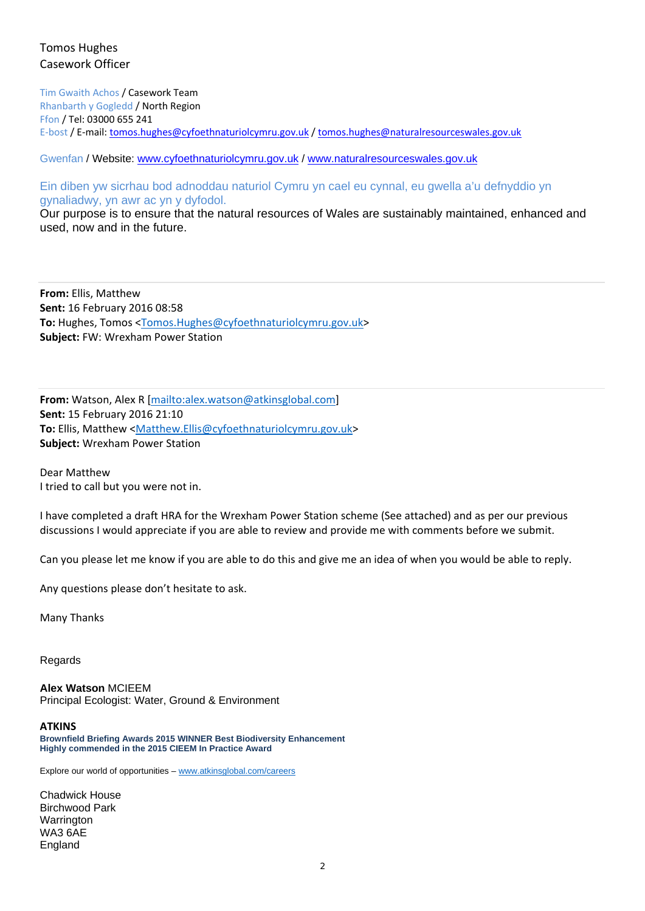Tomos Hughes
Casework Officer

Tim Gwaith Achos / Casework Team
Rhanbarth y Gogledd / North Region
Ffon / Tel: 03000 655 241
E-bost / E-mail: tomos.hughes@cyfoethnaturiolcymru.gov.uk / tomos.hughes@naturalresourceswales.gov.uk

Gwenfan / Website: www.cyfoethnaturiolcymru.gov.uk / www.naturalresourceswales.gov.uk

Ein diben yw sicrhau bod adnoddau naturiol Cymru yn cael eu cynnal, eu gwella a'u defnyddio yn gynaliadwy, yn awr ac yn y dyfodol.
Our purpose is to ensure that the natural resources of Wales are sustainably maintained, enhanced and used, now and in the future.

---

**From:** Ellis, Matthew
**Sent:** 16 February 2016 08:58
**To:** Hughes, Tomos <Tomos.Hughes@cyfoethnaturiolcymru.gov.uk>
**Subject:** FW: Wrexham Power Station

---

**From:** Watson, Alex R [mailto:alex.watson@atkinsglobal.com]
**Sent:** 15 February 2016 21:10
**To:** Ellis, Matthew <Matthew.Ellis@cyfoethnaturiolcymru.gov.uk>
**Subject:** Wrexham Power Station

Dear Matthew
I tried to call but you were not in.

I have completed a draft HRA for the Wrexham Power Station scheme (See attached) and as per our previous discussions I would appreciate if you are able to review and provide me with comments before we submit.

Can you please let me know if you are able to do this and give me an idea of when you would be able to reply.

Any questions please don't hesitate to ask.

Many Thanks

Regards

**Alex Watson** MCIEEM
Principal Ecologist: Water, Ground & Environment

**ATKINS**
**Brownfield Briefing Awards 2015 WINNER Best Biodiversity Enhancement**
**Highly commended in the 2015 CIEEM In Practice Award**

Explore our world of opportunities – www.atkinsglobal.com/careers

Chadwick House
Birchwood Park
Warrington
WA3 6AE
England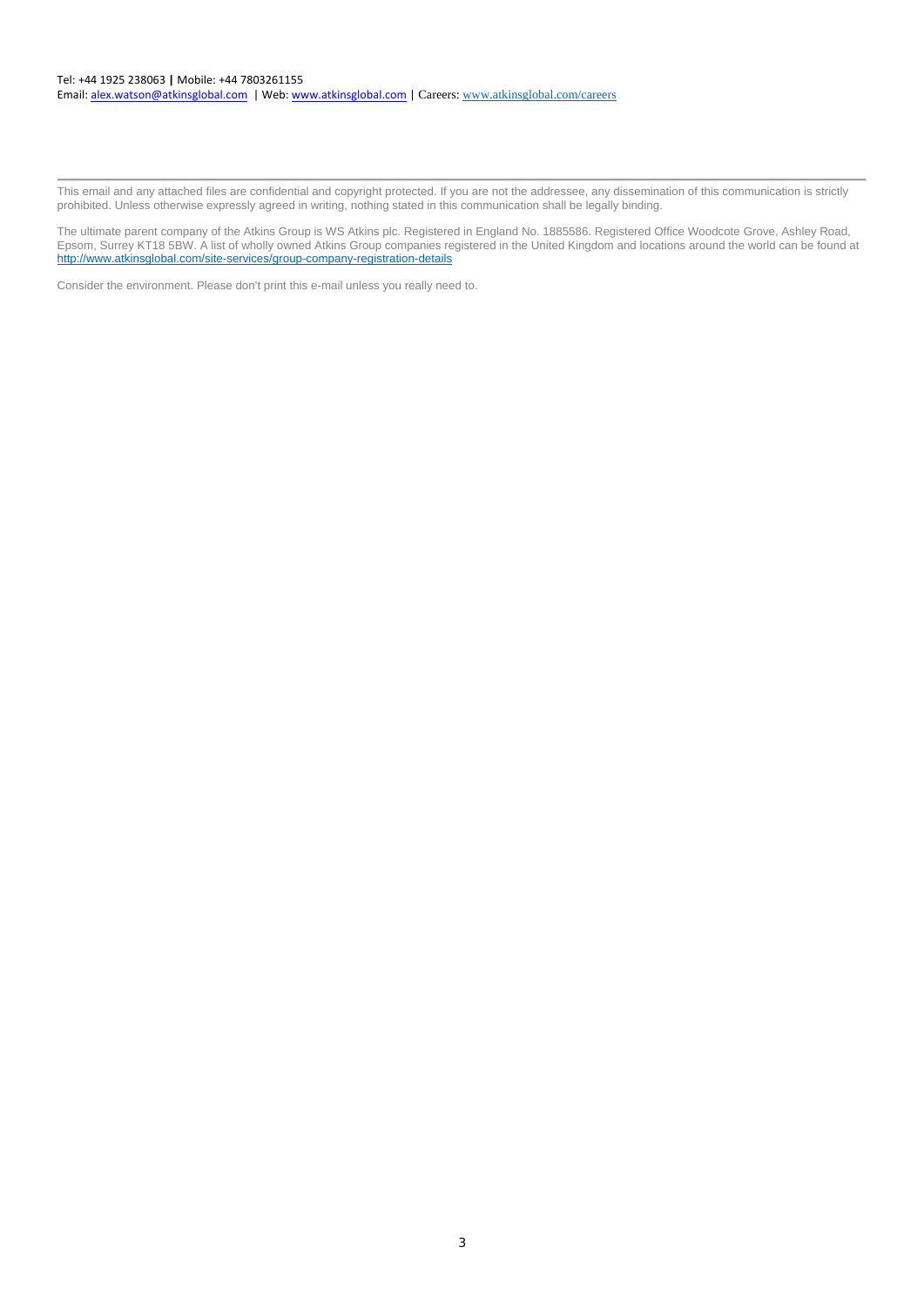Tel: +44 1925 238063 | Mobile: +44 7803261155
Email: alex.watson@atkinsglobal.com | Web: www.atkinsglobal.com | Careers: www.atkinsglobal.com/careers

---

This email and any attached files are confidential and copyright protected. If you are not the addressee, any dissemination of this communication is strictly prohibited. Unless otherwise expressly agreed in writing, nothing stated in this communication shall be legally binding.

The ultimate parent company of the Atkins Group is WS Atkins plc. Registered in England No. 1885586. Registered Office Woodcote Grove, Ashley Road, Epsom, Surrey KT18 5BW. A list of wholly owned Atkins Group companies registered in the United Kingdom and locations around the world can be found at http://www.atkinsglobal.com/site-services/group-company-registration-details

Consider the environment. Please don't print this e-mail unless you really need to.